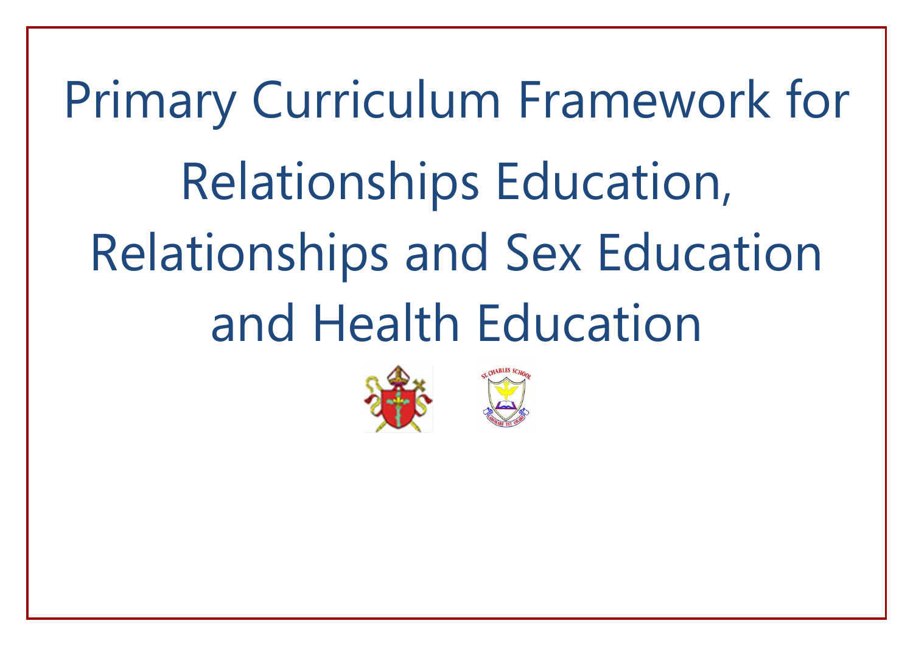# Primary Curriculum Framework for Relationships Education, Relationships and Sex Education and Health Education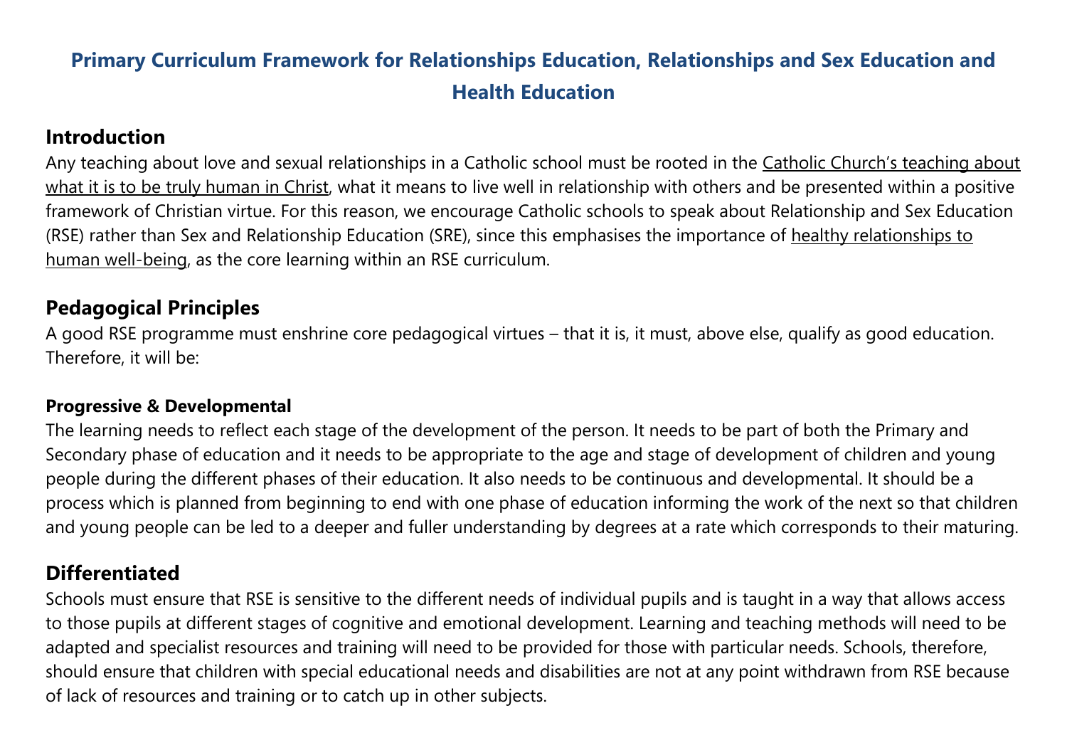# Primary Curriculum Framework for Relationships Education, Relationships and Sex Education and Health Education

## Introduction

Any teaching about love and sexual relationships in a Catholic school must be rooted in the Catholic Church's teaching about what it is to be truly human in Christ, what it means to live well in relationship with others and be presented within a positive framework of Christian virtue. For this reason, we encourage Catholic schools to speak about Relationship and Sex Education (RSE) rather than Sex and Relationship Education (SRE), since this emphasises the importance of healthy relationships to human well-being, as the core learning within an RSE curriculum.

## Pedagogical Principles

A good RSE programme must enshrine core pedagogical virtues – that it is, it must, above else, qualify as good education. Therefore, it will be:

### Progressive & Developmental

The learning needs to reflect each stage of the development of the person. It needs to be part of both the Primary and Secondary phase of education and it needs to be appropriate to the age and stage of development of children and young people during the different phases of their education. It also needs to be continuous and developmental. It should be a process which is planned from beginning to end with one phase of education informing the work of the next so that children and young people can be led to a deeper and fuller understanding by degrees at a rate which corresponds to their maturing.

## Differentiated

Schools must ensure that RSE is sensitive to the different needs of individual pupils and is taught in a way that allows access to those pupils at different stages of cognitive and emotional development. Learning and teaching methods will need to be adapted and specialist resources and training will need to be provided for those with particular needs. Schools, therefore, should ensure that children with special educational needs and disabilities are not at any point withdrawn from RSE because of lack of resources and training or to catch up in other subjects.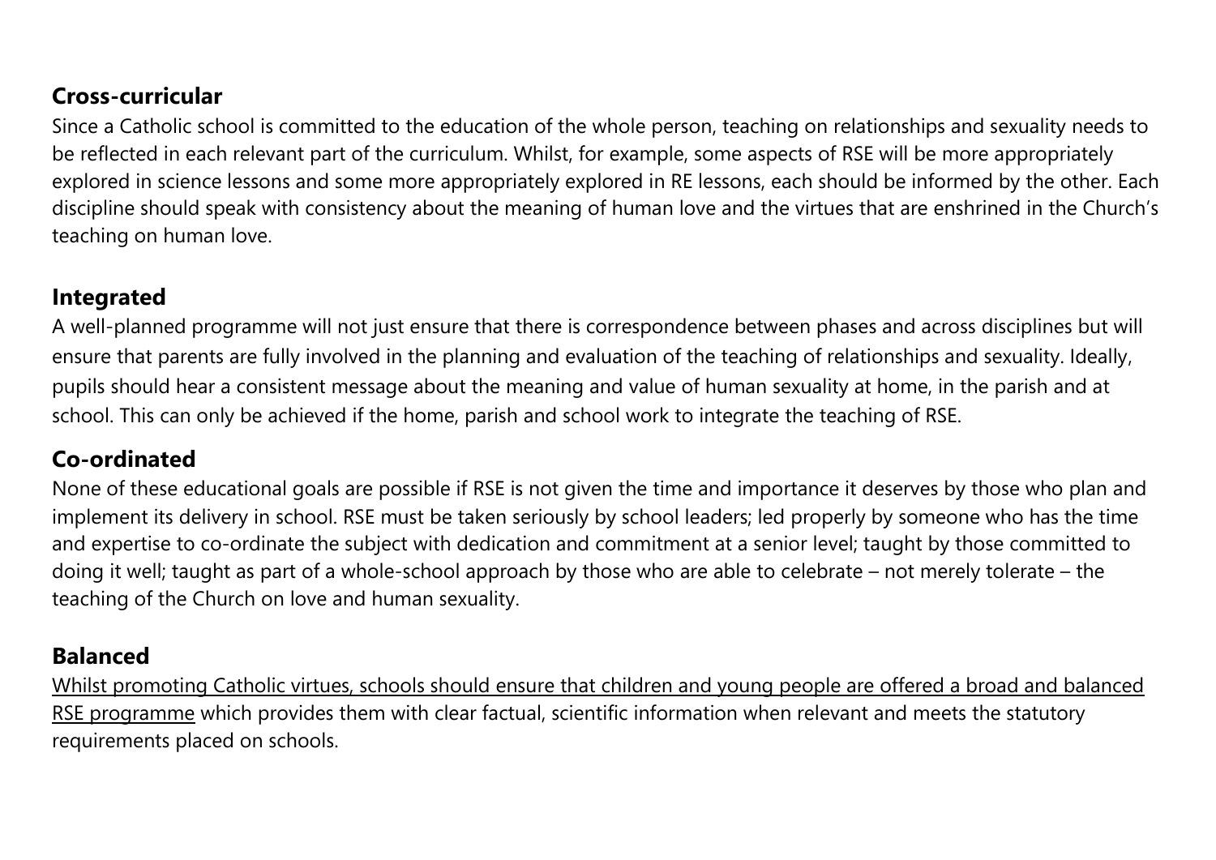## Cross-curricular

Since a Catholic school is committed to the education of the whole person, teaching on relationships and sexuality needs to be reflected in each relevant part of the curriculum. Whilst, for example, some aspects of RSE will be more appropriately explored in science lessons and some more appropriately explored in RE lessons, each should be informed by the other. Each discipline should speak with consistency about the meaning of human love and the virtues that are enshrined in the Church's teaching on human love.

## Integrated

A well-planned programme will not just ensure that there is correspondence between phases and across disciplines but will ensure that parents are fully involved in the planning and evaluation of the teaching of relationships and sexuality. Ideally, pupils should hear a consistent message about the meaning and value of human sexuality at home, in the parish and at school. This can only be achieved if the home, parish and school work to integrate the teaching of RSE.

## Co-ordinated

None of these educational goals are possible if RSE is not given the time and importance it deserves by those who plan and implement its delivery in school. RSE must be taken seriously by school leaders; led properly by someone who has the time and expertise to co-ordinate the subject with dedication and commitment at a senior level; taught by those committed to doing it well; taught as part of a whole-school approach by those who are able to celebrate – not merely tolerate – the teaching of the Church on love and human sexuality.

## Balanced

<u>Whilst promoting Catholic virtues, schools should ensure that children and young people are offered a broad and balanced RSE programme</u> which provides them with clear factual, scientific information when relevant and meets the statutory requirements placed on schools.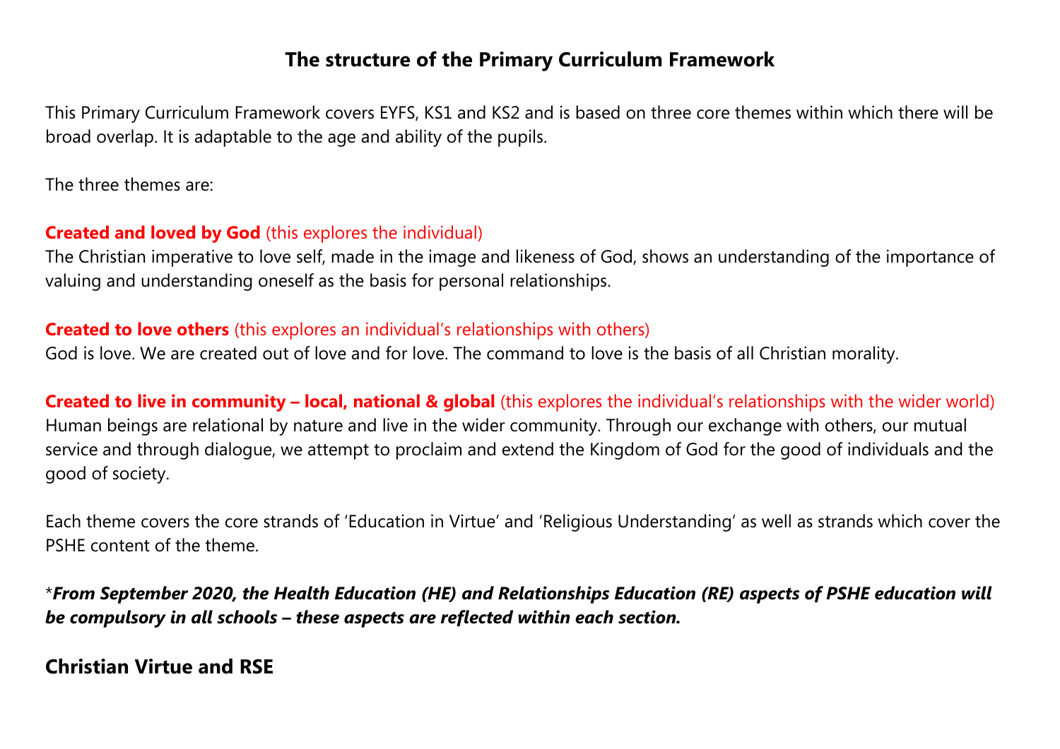# The structure of the Primary Curriculum Framework

This Primary Curriculum Framework covers EYFS, KS1 and KS2 and is based on three core themes within which there will be broad overlap. It is adaptable to the age and ability of the pupils.

The three themes are:

**Created and loved by God** (this explores the individual)
The Christian imperative to love self, made in the image and likeness of God, shows an understanding of the importance of valuing and understanding oneself as the basis for personal relationships.

**Created to love others** (this explores an individual's relationships with others)
God is love. We are created out of love and for love. The command to love is the basis of all Christian morality.

**Created to live in community – local, national & global** (this explores the individual's relationships with the wider world)
Human beings are relational by nature and live in the wider community. Through our exchange with others, our mutual service and through dialogue, we attempt to proclaim and extend the Kingdom of God for the good of individuals and the good of society.

Each theme covers the core strands of 'Education in Virtue' and 'Religious Understanding' as well as strands which cover the PSHE content of the theme.

*****From September 2020, the Health Education (HE) and Relationships Education (RE) aspects of PSHE education will be compulsory in all schools – these aspects are reflected within each section.***

## Christian Virtue and RSE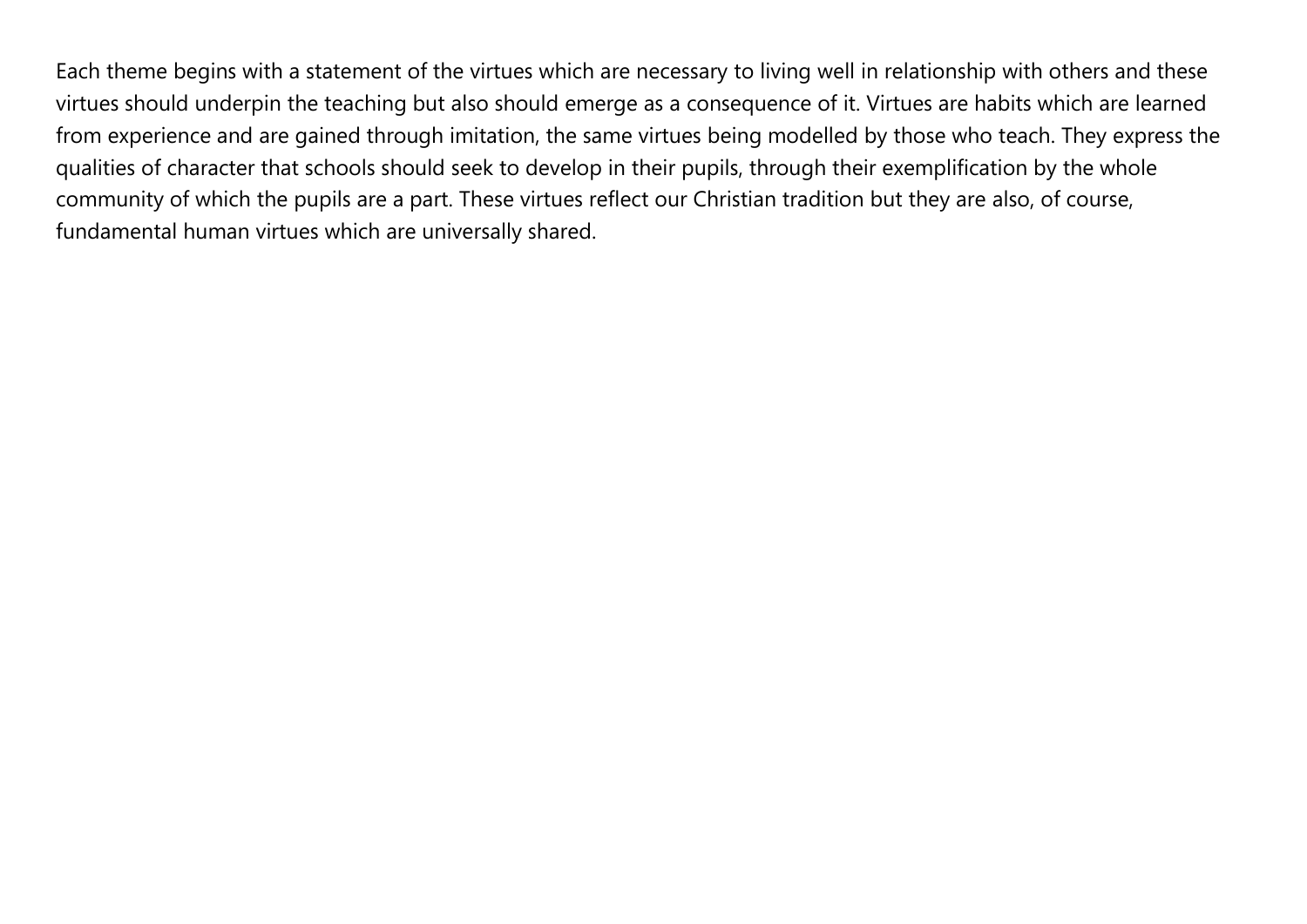Each theme begins with a statement of the virtues which are necessary to living well in relationship with others and these virtues should underpin the teaching but also should emerge as a consequence of it. Virtues are habits which are learned from experience and are gained through imitation, the same virtues being modelled by those who teach. They express the qualities of character that schools should seek to develop in their pupils, through their exemplification by the whole community of which the pupils are a part. These virtues reflect our Christian tradition but they are also, of course, fundamental human virtues which are universally shared.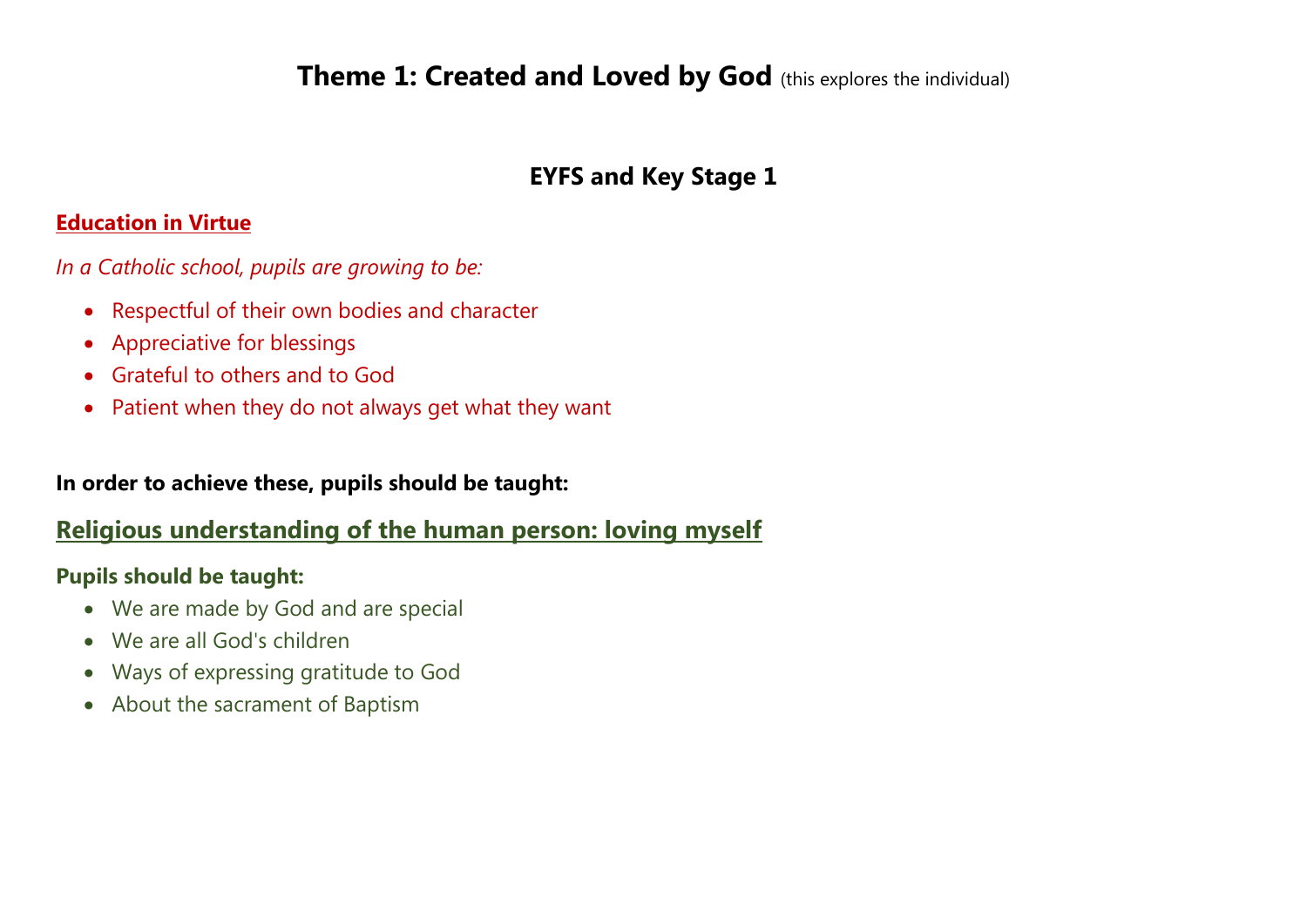# **Theme 1: Created and Loved by God** (this explores the individual)

## EYFS and Key Stage 1

### Education in Virtue

*In a Catholic school, pupils are growing to be:*

- Respectful of their own bodies and character
- Appreciative for blessings
- Grateful to others and to God
- Patient when they do not always get what they want

**In order to achieve these, pupils should be taught:**

### Religious understanding of the human person: loving myself

**Pupils should be taught:**

- We are made by God and are special
- We are all God's children
- Ways of expressing gratitude to God
- About the sacrament of Baptism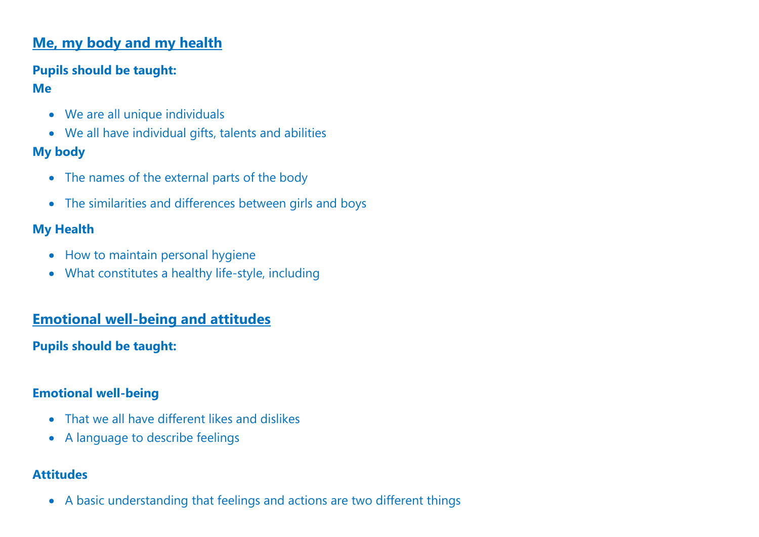## Me, my body and my health

**Pupils should be taught:**

**Me**

- We are all unique individuals
- We all have individual gifts, talents and abilities

**My body**

- The names of the external parts of the body
- The similarities and differences between girls and boys

**My Health**

- How to maintain personal hygiene
- What constitutes a healthy life-style, including

## Emotional well-being and attitudes

**Pupils should be taught:**

**Emotional well-being**

- That we all have different likes and dislikes
- A language to describe feelings

**Attitudes**

- A basic understanding that feelings and actions are two different things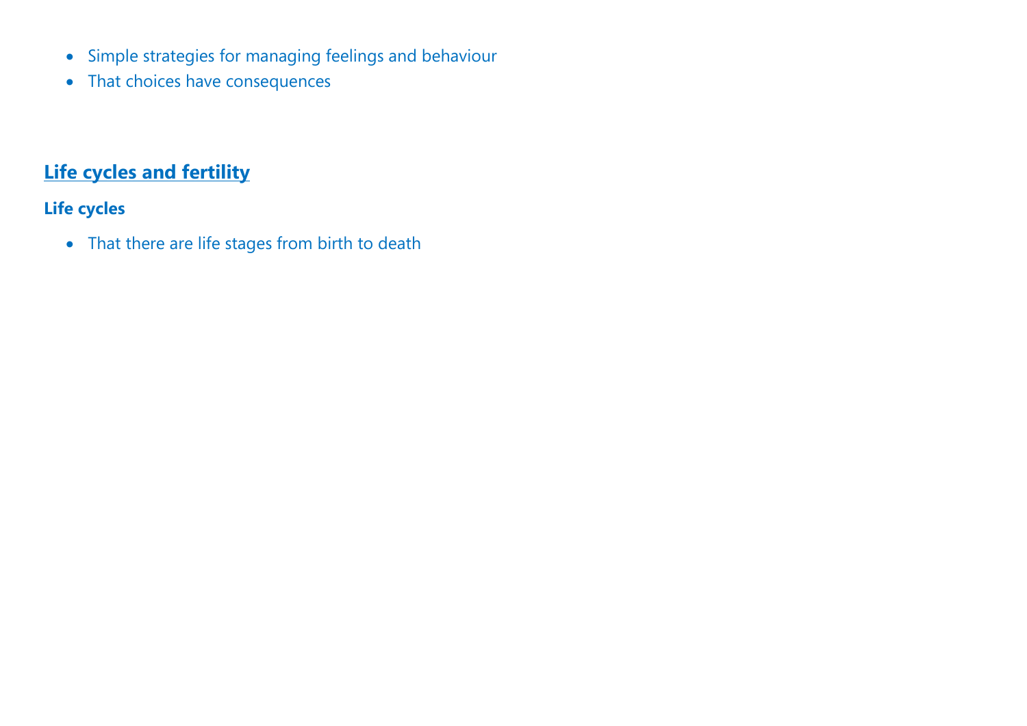- Simple strategies for managing feelings and behaviour
- That choices have consequences

## Life cycles and fertility

### Life cycles

- That there are life stages from birth to death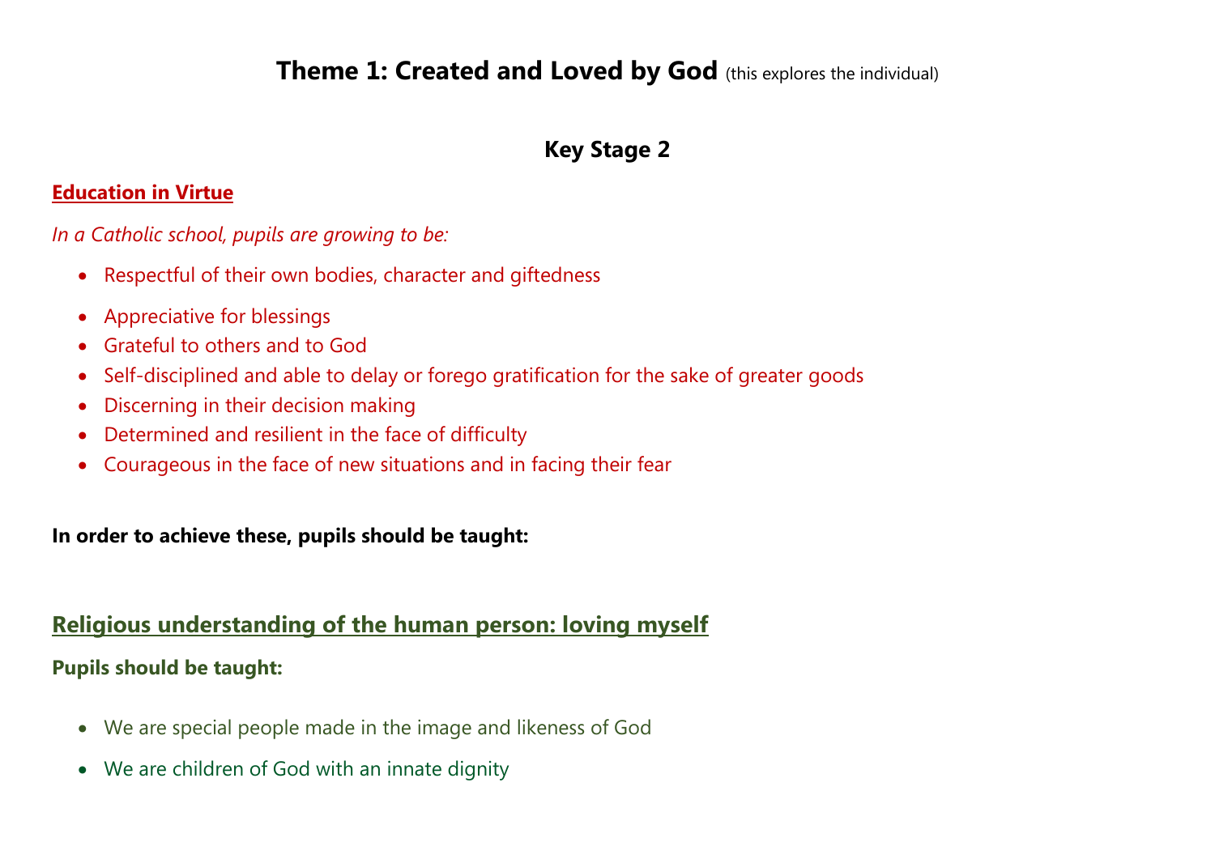# **Theme 1: Created and Loved by God** (this explores the individual)

## Key Stage 2

**Education in Virtue**

*In a Catholic school, pupils are growing to be:*

- Respectful of their own bodies, character and giftedness
- Appreciative for blessings
- Grateful to others and to God
- Self-disciplined and able to delay or forego gratification for the sake of greater goods
- Discerning in their decision making
- Determined and resilient in the face of difficulty
- Courageous in the face of new situations and in facing their fear

**In order to achieve these, pupils should be taught:**

## Religious understanding of the human person: loving myself

**Pupils should be taught:**

- We are special people made in the image and likeness of God
- We are children of God with an innate dignity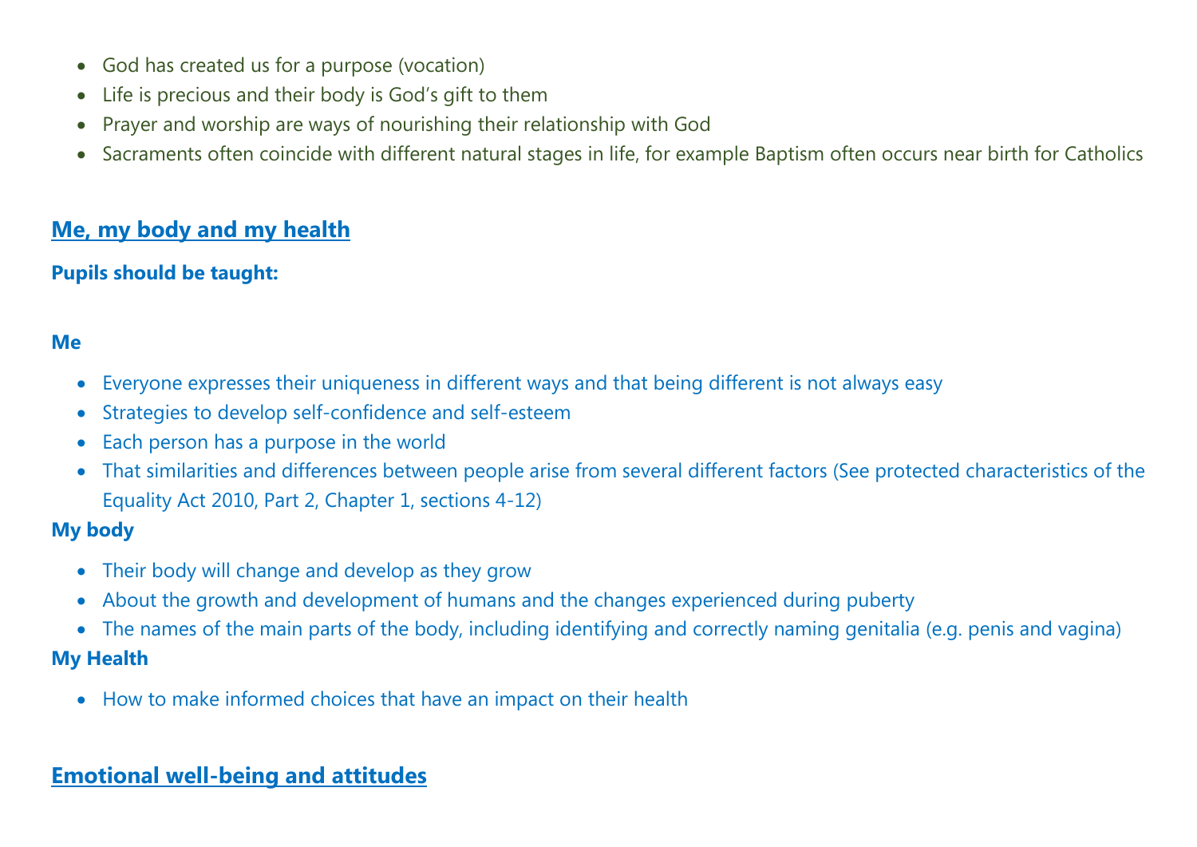- God has created us for a purpose (vocation)
- Life is precious and their body is God's gift to them
- Prayer and worship are ways of nourishing their relationship with God
- Sacraments often coincide with different natural stages in life, for example Baptism often occurs near birth for Catholics

## Me, my body and my health

**Pupils should be taught:**

**Me**

- Everyone expresses their uniqueness in different ways and that being different is not always easy
- Strategies to develop self-confidence and self-esteem
- Each person has a purpose in the world
- That similarities and differences between people arise from several different factors (See protected characteristics of the Equality Act 2010, Part 2, Chapter 1, sections 4-12)

**My body**

- Their body will change and develop as they grow
- About the growth and development of humans and the changes experienced during puberty
- The names of the main parts of the body, including identifying and correctly naming genitalia (e.g. penis and vagina)

**My Health**

- How to make informed choices that have an impact on their health

## Emotional well-being and attitudes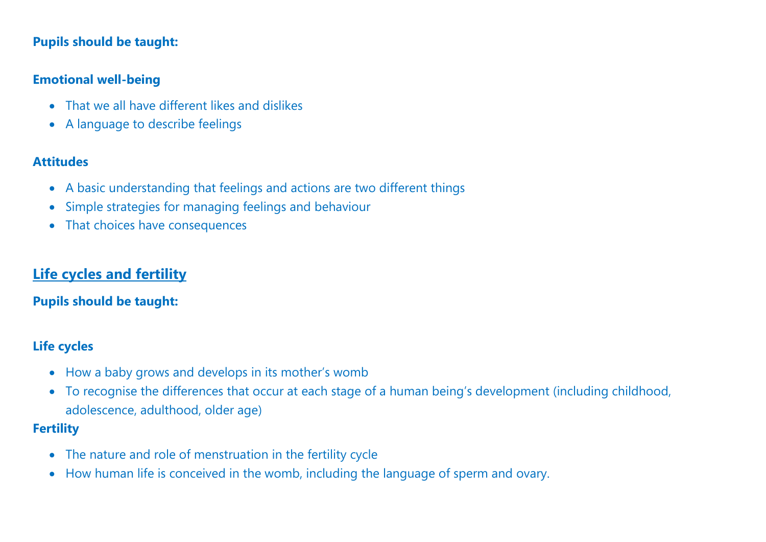**Pupils should be taught:**

**Emotional well-being**

- That we all have different likes and dislikes
- A language to describe feelings

**Attitudes**

- A basic understanding that feelings and actions are two different things
- Simple strategies for managing feelings and behaviour
- That choices have consequences

## Life cycles and fertility

**Pupils should be taught:**

**Life cycles**

- How a baby grows and develops in its mother's womb
- To recognise the differences that occur at each stage of a human being's development (including childhood, adolescence, adulthood, older age)

**Fertility**

- The nature and role of menstruation in the fertility cycle
- How human life is conceived in the womb, including the language of sperm and ovary.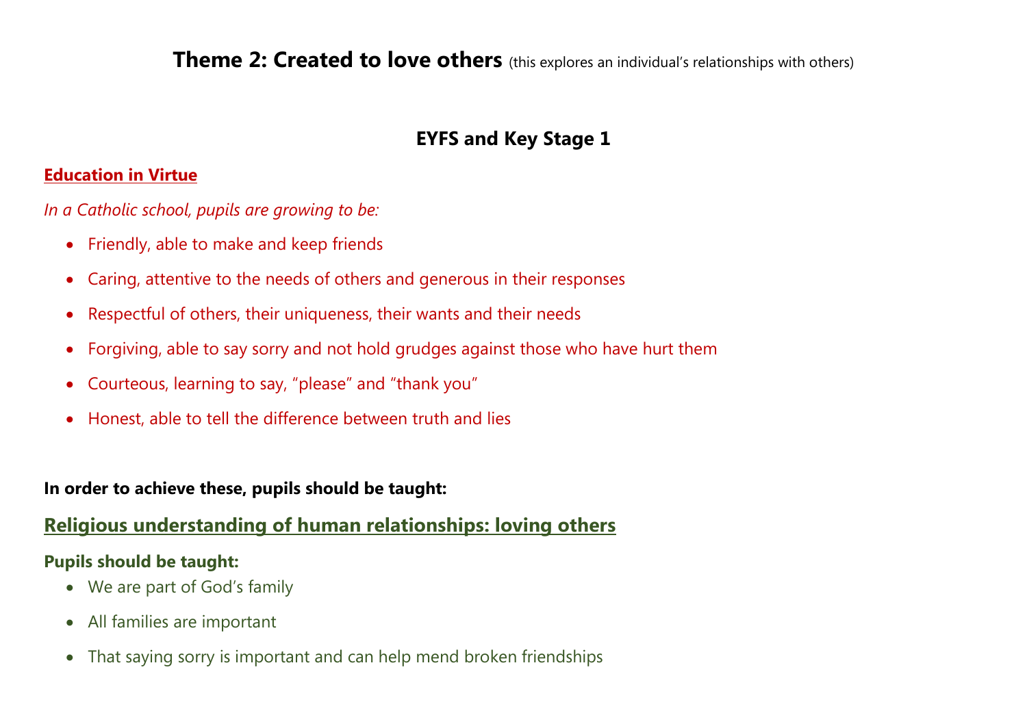# **Theme 2: Created to love others** (this explores an individual's relationships with others)

## EYFS and Key Stage 1

### Education in Virtue

*In a Catholic school, pupils are growing to be:*

- Friendly, able to make and keep friends
- Caring, attentive to the needs of others and generous in their responses
- Respectful of others, their uniqueness, their wants and their needs
- Forgiving, able to say sorry and not hold grudges against those who have hurt them
- Courteous, learning to say, "please" and "thank you"
- Honest, able to tell the difference between truth and lies

**In order to achieve these, pupils should be taught:**

### Religious understanding of human relationships: loving others

**Pupils should be taught:**

- We are part of God's family
- All families are important
- That saying sorry is important and can help mend broken friendships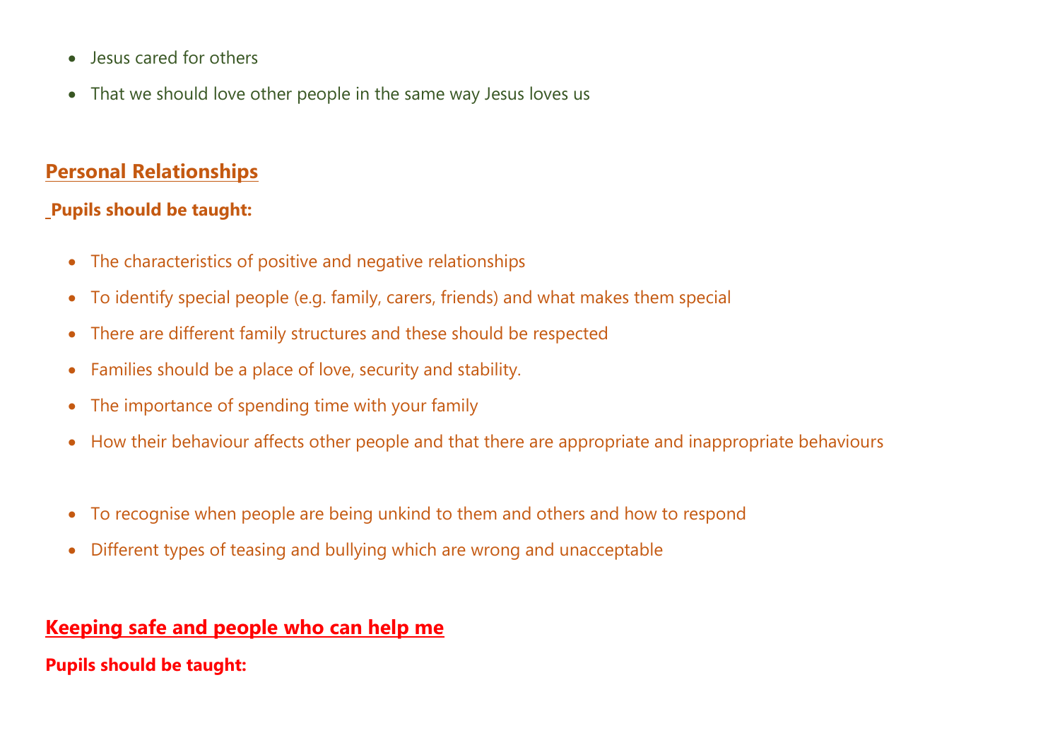- Jesus cared for others
- That we should love other people in the same way Jesus loves us

## Personal Relationships

**Pupils should be taught:**

- The characteristics of positive and negative relationships
- To identify special people (e.g. family, carers, friends) and what makes them special
- There are different family structures and these should be respected
- Families should be a place of love, security and stability.
- The importance of spending time with your family
- How their behaviour affects other people and that there are appropriate and inappropriate behaviours

- To recognise when people are being unkind to them and others and how to respond
- Different types of teasing and bullying which are wrong and unacceptable

## Keeping safe and people who can help me

**Pupils should be taught:**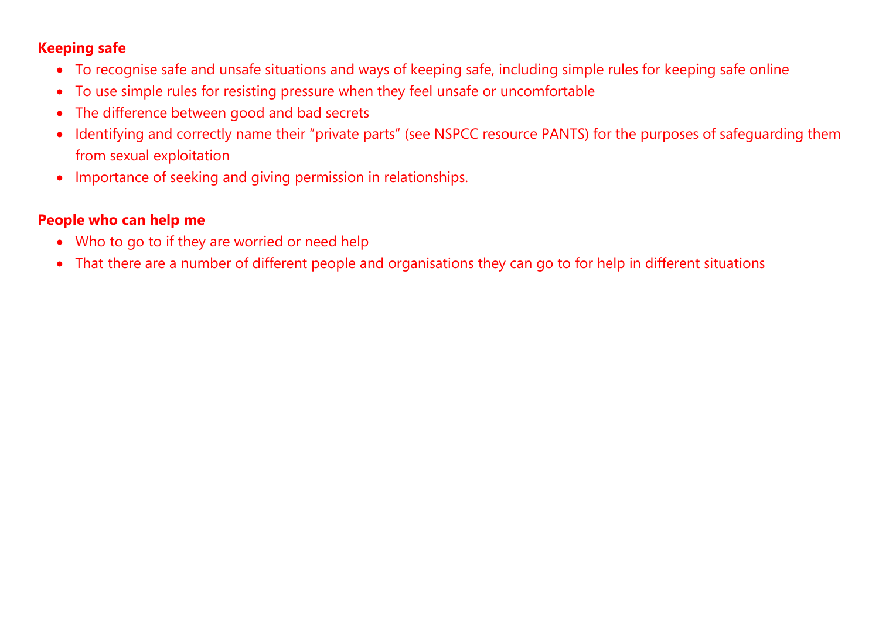**Keeping safe**

- To recognise safe and unsafe situations and ways of keeping safe, including simple rules for keeping safe online
- To use simple rules for resisting pressure when they feel unsafe or uncomfortable
- The difference between good and bad secrets
- Identifying and correctly name their "private parts" (see NSPCC resource PANTS) for the purposes of safeguarding them from sexual exploitation
- Importance of seeking and giving permission in relationships.

**People who can help me**

- Who to go to if they are worried or need help
- That there are a number of different people and organisations they can go to for help in different situations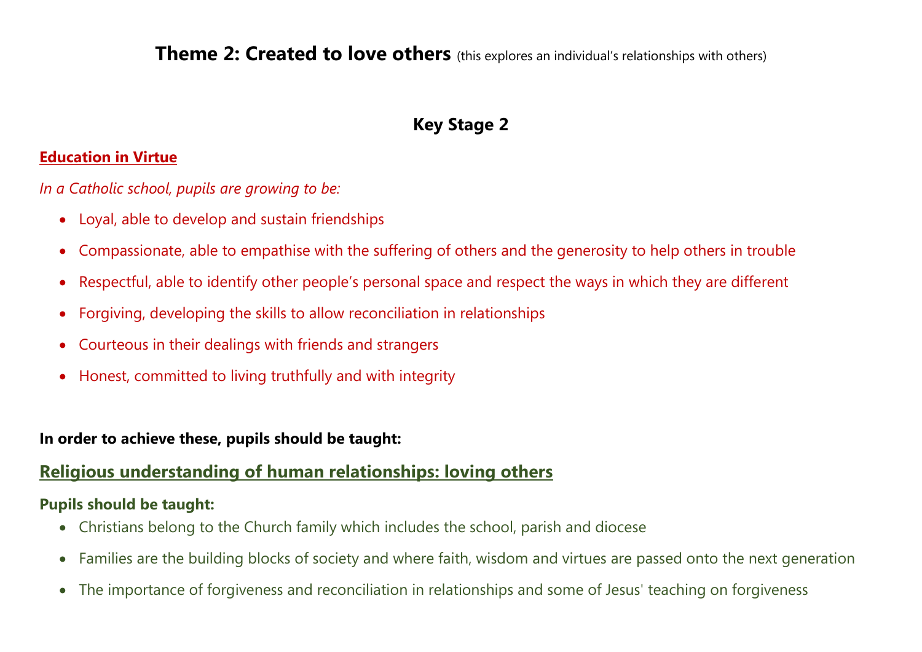# Theme 2: Created to love others (this explores an individual's relationships with others)

## Key Stage 2

**Education in Virtue**

*In a Catholic school, pupils are growing to be:*

- Loyal, able to develop and sustain friendships
- Compassionate, able to empathise with the suffering of others and the generosity to help others in trouble
- Respectful, able to identify other people's personal space and respect the ways in which they are different
- Forgiving, developing the skills to allow reconciliation in relationships
- Courteous in their dealings with friends and strangers
- Honest, committed to living truthfully and with integrity

**In order to achieve these, pupils should be taught:**

### Religious understanding of human relationships: loving others

**Pupils should be taught:**

- Christians belong to the Church family which includes the school, parish and diocese
- Families are the building blocks of society and where faith, wisdom and virtues are passed onto the next generation
- The importance of forgiveness and reconciliation in relationships and some of Jesus' teaching on forgiveness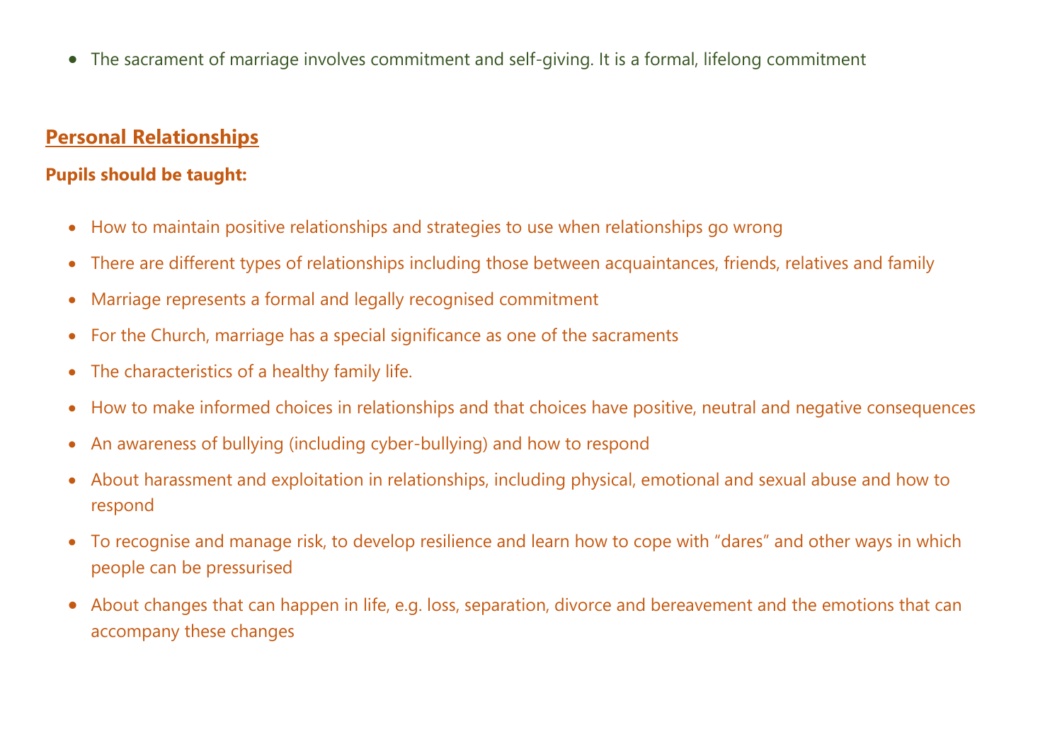- The sacrament of marriage involves commitment and self-giving. It is a formal, lifelong commitment

## Personal Relationships

**Pupils should be taught:**

- How to maintain positive relationships and strategies to use when relationships go wrong
- There are different types of relationships including those between acquaintances, friends, relatives and family
- Marriage represents a formal and legally recognised commitment
- For the Church, marriage has a special significance as one of the sacraments
- The characteristics of a healthy family life.
- How to make informed choices in relationships and that choices have positive, neutral and negative consequences
- An awareness of bullying (including cyber-bullying) and how to respond
- About harassment and exploitation in relationships, including physical, emotional and sexual abuse and how to respond
- To recognise and manage risk, to develop resilience and learn how to cope with "dares" and other ways in which people can be pressurised
- About changes that can happen in life, e.g. loss, separation, divorce and bereavement and the emotions that can accompany these changes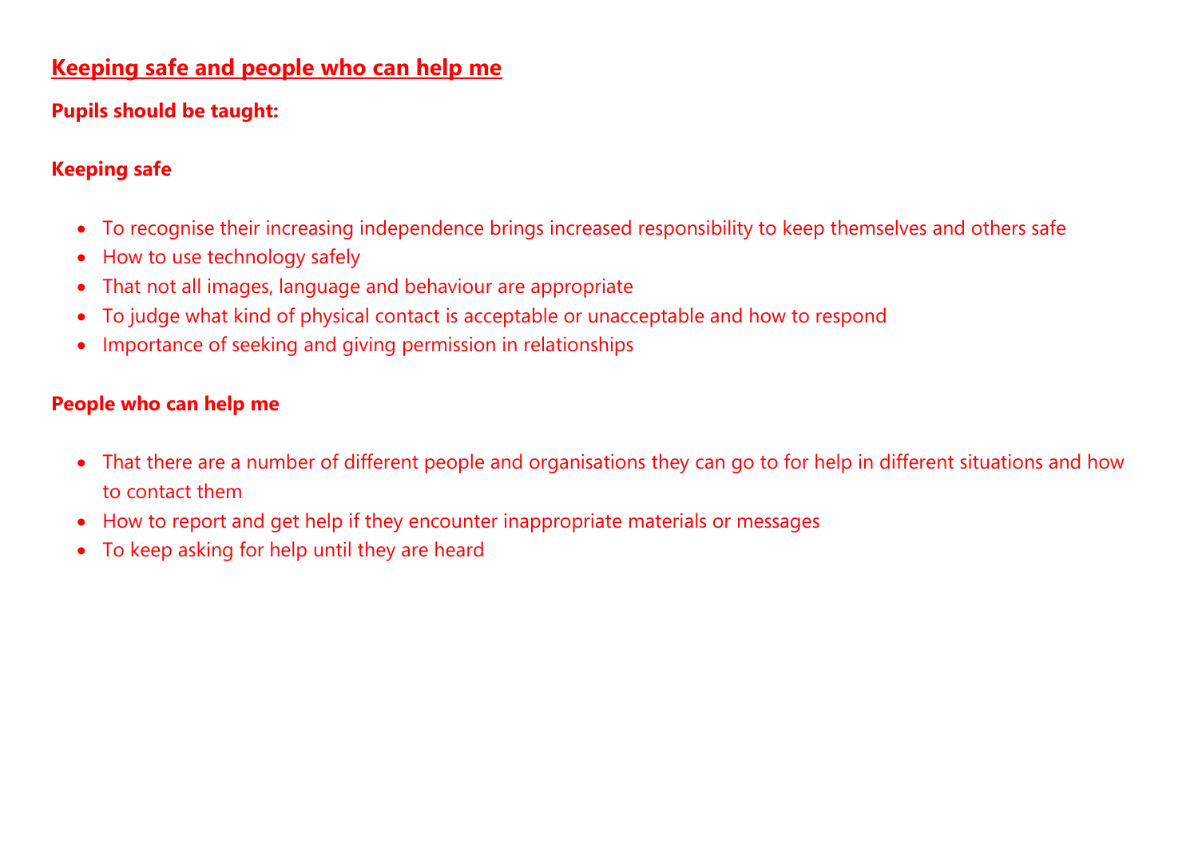## Keeping safe and people who can help me

**Pupils should be taught:**

**Keeping safe**

- To recognise their increasing independence brings increased responsibility to keep themselves and others safe
- How to use technology safely
- That not all images, language and behaviour are appropriate
- To judge what kind of physical contact is acceptable or unacceptable and how to respond
- Importance of seeking and giving permission in relationships

**People who can help me**

- That there are a number of different people and organisations they can go to for help in different situations and how to contact them
- How to report and get help if they encounter inappropriate materials or messages
- To keep asking for help until they are heard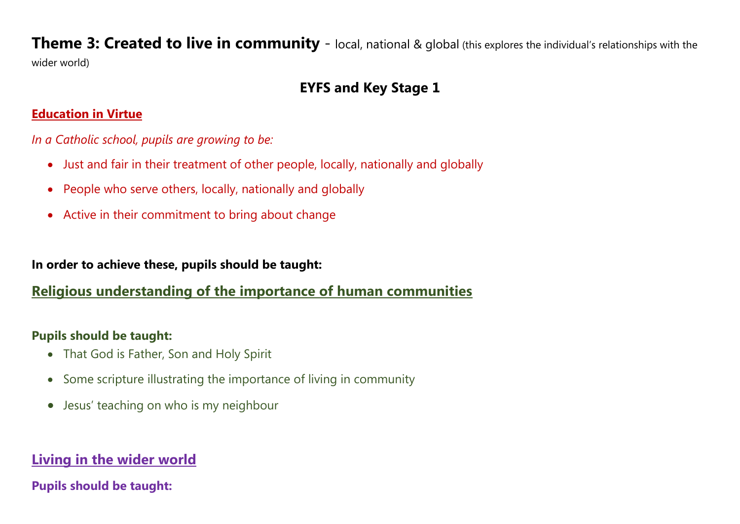# **Theme 3: Created to live in community** - local, national & global (this explores the individual's relationships with the wider world)

## EYFS and Key Stage 1

### Education in Virtue

*In a Catholic school, pupils are growing to be:*

- Just and fair in their treatment of other people, locally, nationally and globally
- People who serve others, locally, nationally and globally
- Active in their commitment to bring about change

**In order to achieve these, pupils should be taught:**

### Religious understanding of the importance of human communities

**Pupils should be taught:**

- That God is Father, Son and Holy Spirit
- Some scripture illustrating the importance of living in community
- Jesus' teaching on who is my neighbour

### Living in the wider world

**Pupils should be taught:**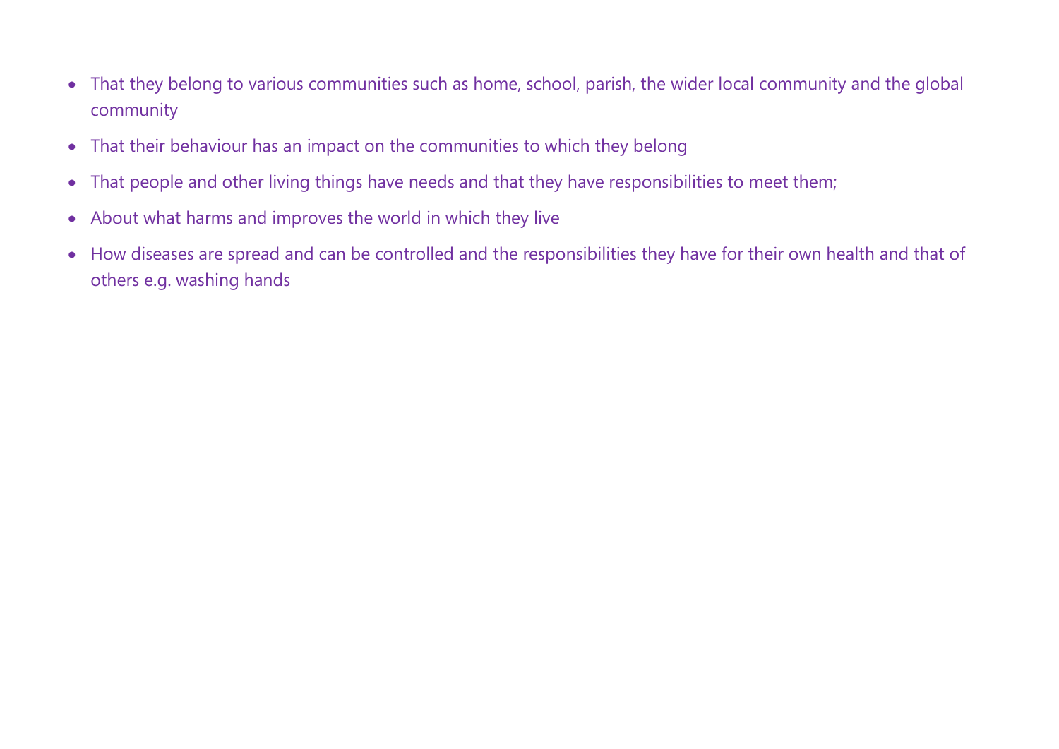- That they belong to various communities such as home, school, parish, the wider local community and the global community
- That their behaviour has an impact on the communities to which they belong
- That people and other living things have needs and that they have responsibilities to meet them;
- About what harms and improves the world in which they live
- How diseases are spread and can be controlled and the responsibilities they have for their own health and that of others e.g. washing hands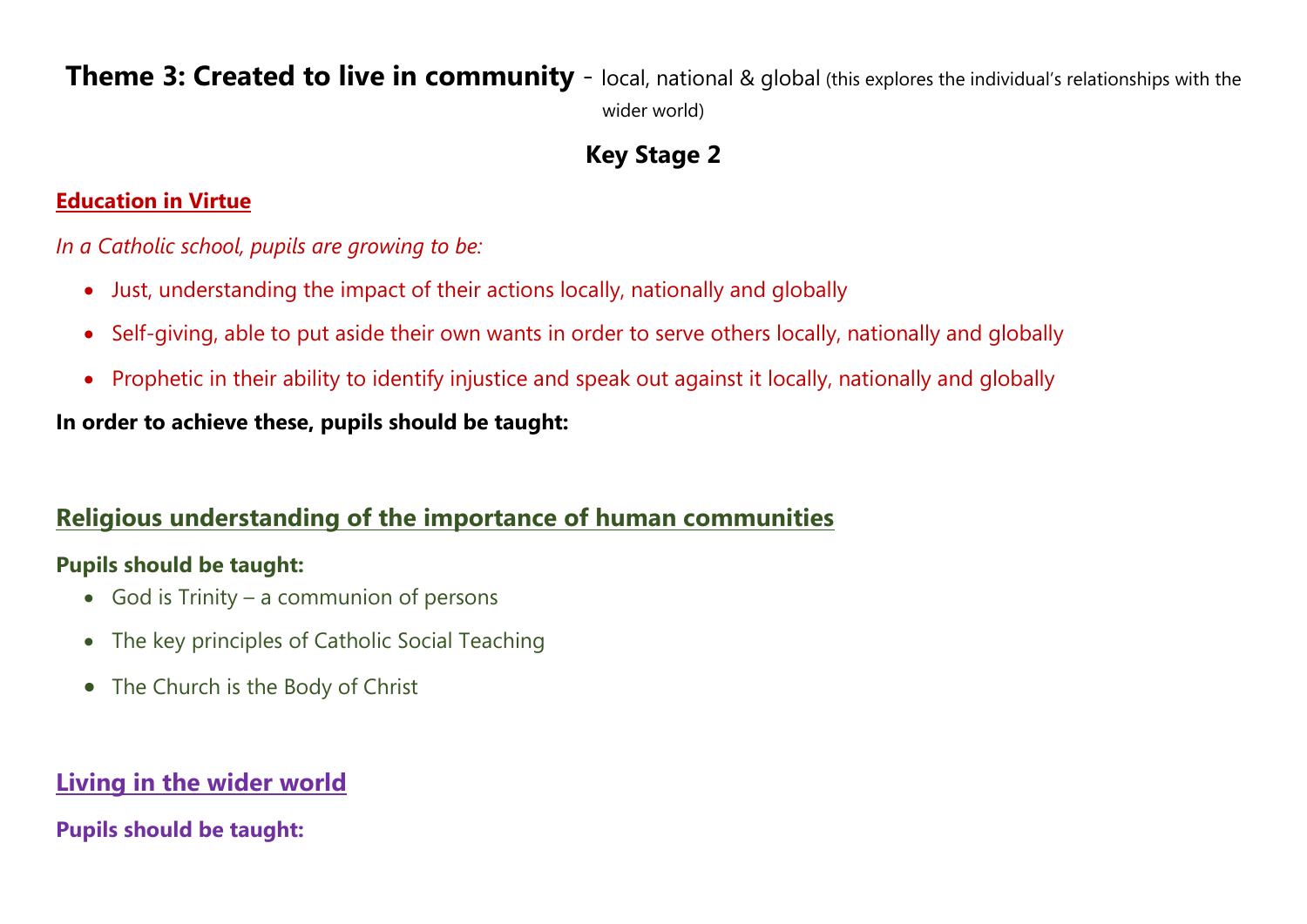# Theme 3: Created to live in community - local, national & global (this explores the individual's relationships with the wider world)

## Key Stage 2

**Education in Virtue**

*In a Catholic school, pupils are growing to be:*

- Just, understanding the impact of their actions locally, nationally and globally
- Self-giving, able to put aside their own wants in order to serve others locally, nationally and globally
- Prophetic in their ability to identify injustice and speak out against it locally, nationally and globally

**In order to achieve these, pupils should be taught:**

### Religious understanding of the importance of human communities

**Pupils should be taught:**

- God is Trinity – a communion of persons
- The key principles of Catholic Social Teaching
- The Church is the Body of Christ

### Living in the wider world

**Pupils should be taught:**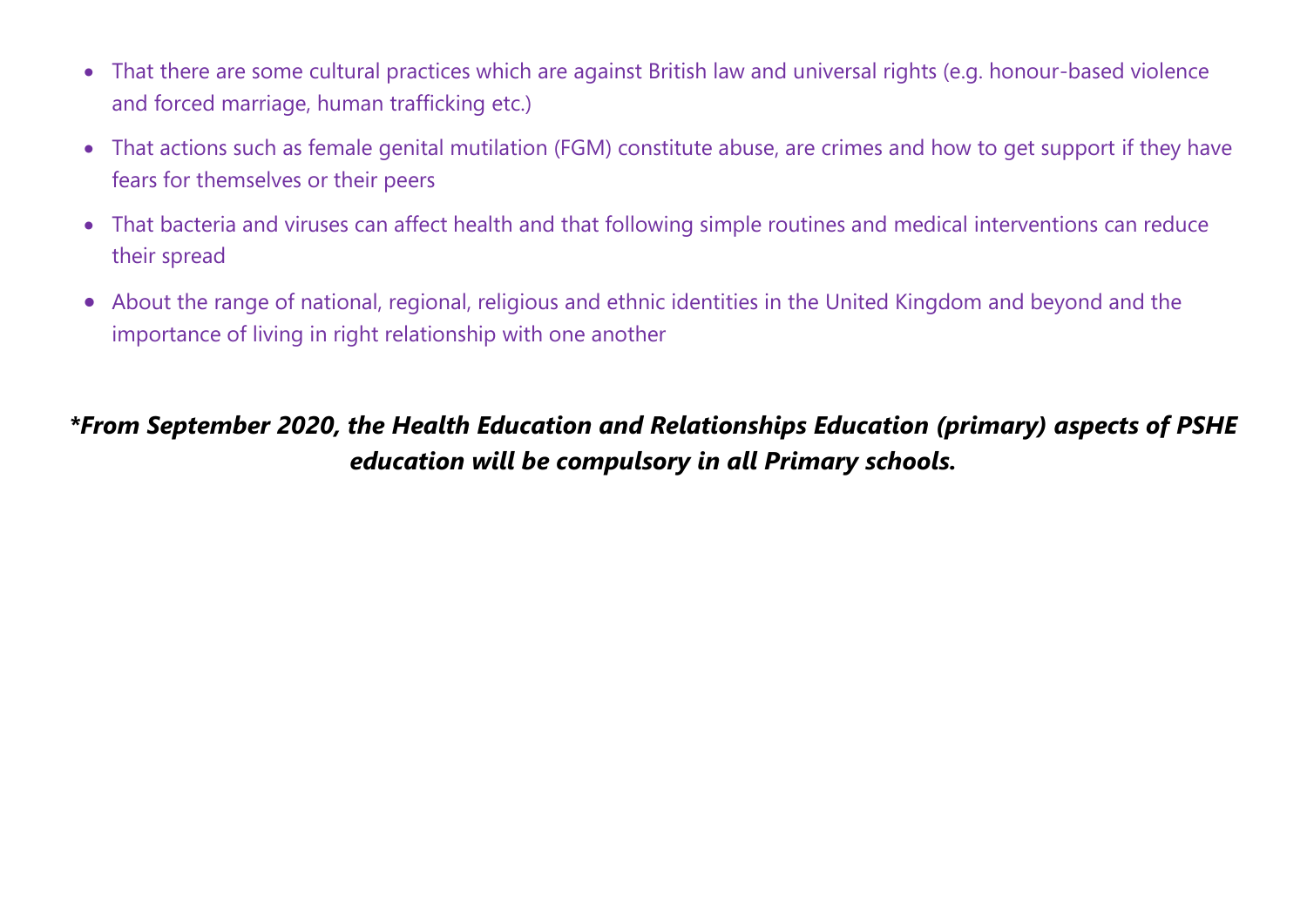- That there are some cultural practices which are against British law and universal rights (e.g. honour-based violence and forced marriage, human trafficking etc.)
- That actions such as female genital mutilation (FGM) constitute abuse, are crimes and how to get support if they have fears for themselves or their peers
- That bacteria and viruses can affect health and that following simple routines and medical interventions can reduce their spread
- About the range of national, regional, religious and ethnic identities in the United Kingdom and beyond and the importance of living in right relationship with one another

***From September 2020, the Health Education and Relationships Education (primary) aspects of PSHE education will be compulsory in all Primary schools.***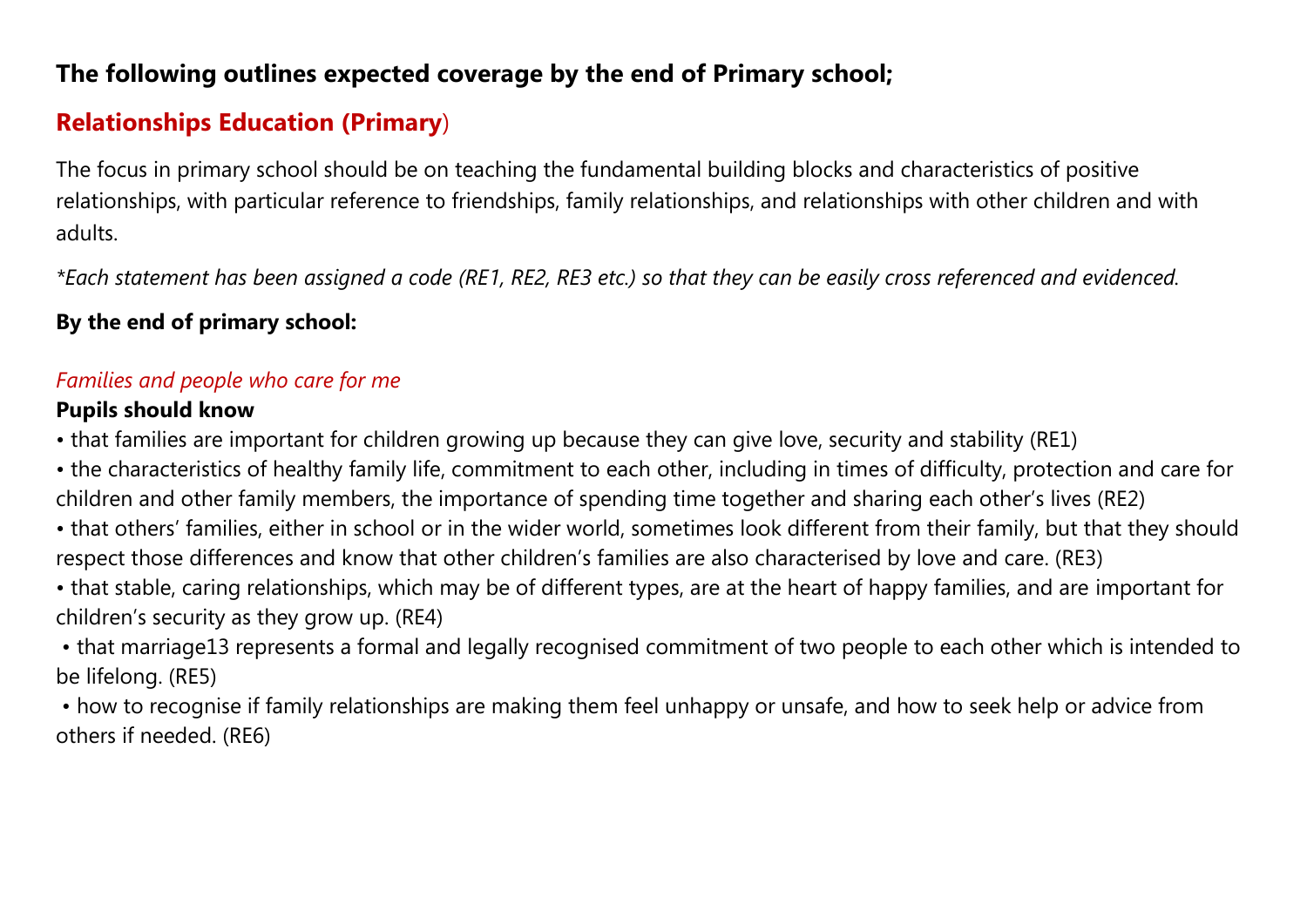**The following outlines expected coverage by the end of Primary school;**

## Relationships Education (Primary)

The focus in primary school should be on teaching the fundamental building blocks and characteristics of positive relationships, with particular reference to friendships, family relationships, and relationships with other children and with adults.

*\*Each statement has been assigned a code (RE1, RE2, RE3 etc.) so that they can be easily cross referenced and evidenced.*

**By the end of primary school:**

*Families and people who care for me*

**Pupils should know**

- that families are important for children growing up because they can give love, security and stability (RE1)
- the characteristics of healthy family life, commitment to each other, including in times of difficulty, protection and care for children and other family members, the importance of spending time together and sharing each other's lives (RE2)
- that others' families, either in school or in the wider world, sometimes look different from their family, but that they should respect those differences and know that other children's families are also characterised by love and care. (RE3)
- that stable, caring relationships, which may be of different types, are at the heart of happy families, and are important for children's security as they grow up. (RE4)
- that marriage13 represents a formal and legally recognised commitment of two people to each other which is intended to be lifelong. (RE5)
- how to recognise if family relationships are making them feel unhappy or unsafe, and how to seek help or advice from others if needed. (RE6)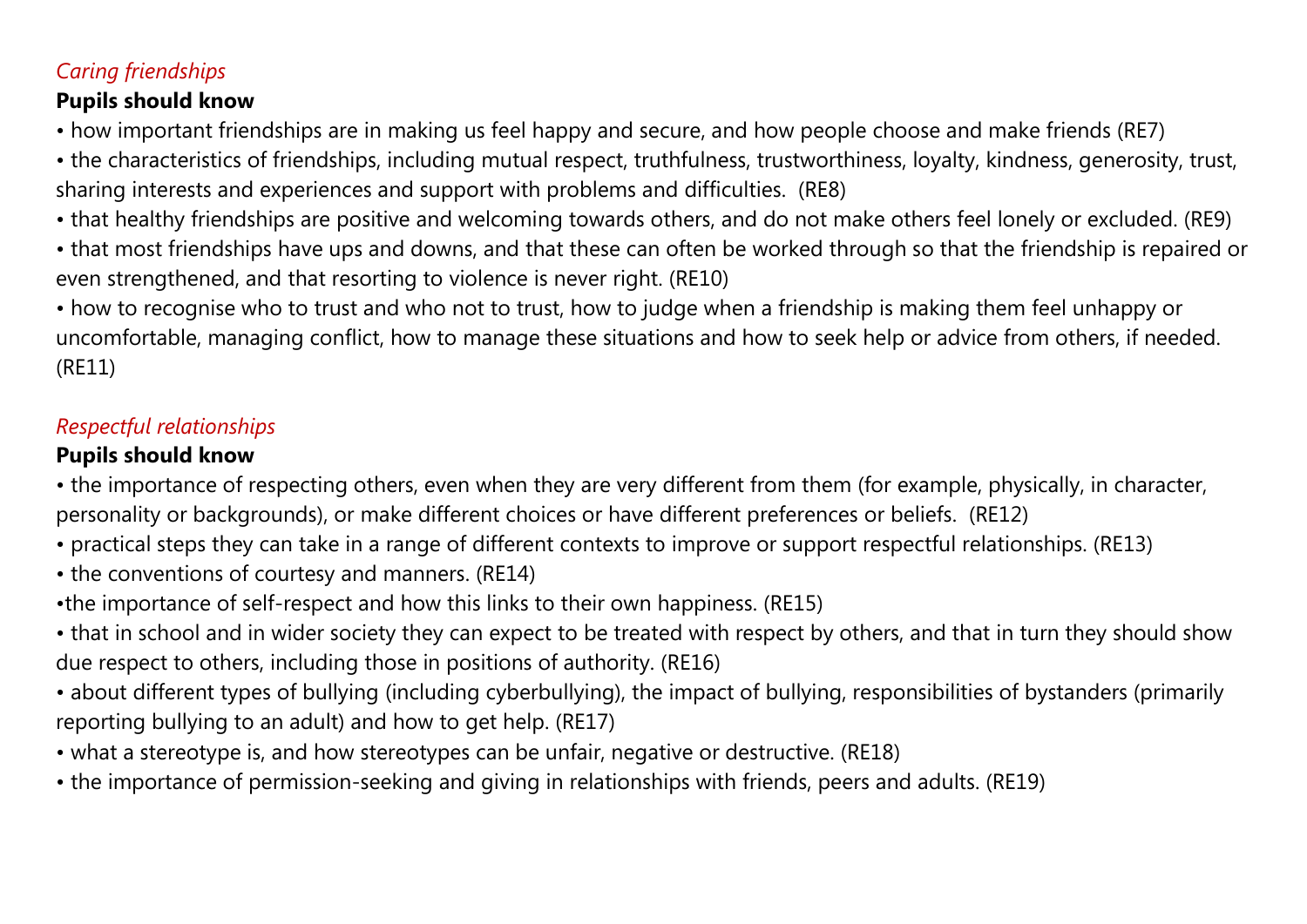*Caring friendships*

**Pupils should know**

- how important friendships are in making us feel happy and secure, and how people choose and make friends (RE7)
- the characteristics of friendships, including mutual respect, truthfulness, trustworthiness, loyalty, kindness, generosity, trust, sharing interests and experiences and support with problems and difficulties. (RE8)
- that healthy friendships are positive and welcoming towards others, and do not make others feel lonely or excluded. (RE9)
- that most friendships have ups and downs, and that these can often be worked through so that the friendship is repaired or even strengthened, and that resorting to violence is never right. (RE10)
- how to recognise who to trust and who not to trust, how to judge when a friendship is making them feel unhappy or uncomfortable, managing conflict, how to manage these situations and how to seek help or advice from others, if needed. (RE11)

*Respectful relationships*

**Pupils should know**

- the importance of respecting others, even when they are very different from them (for example, physically, in character, personality or backgrounds), or make different choices or have different preferences or beliefs. (RE12)
- practical steps they can take in a range of different contexts to improve or support respectful relationships. (RE13)
- the conventions of courtesy and manners. (RE14)
- the importance of self-respect and how this links to their own happiness. (RE15)
- that in school and in wider society they can expect to be treated with respect by others, and that in turn they should show due respect to others, including those in positions of authority. (RE16)
- about different types of bullying (including cyberbullying), the impact of bullying, responsibilities of bystanders (primarily reporting bullying to an adult) and how to get help. (RE17)
- what a stereotype is, and how stereotypes can be unfair, negative or destructive. (RE18)
- the importance of permission-seeking and giving in relationships with friends, peers and adults. (RE19)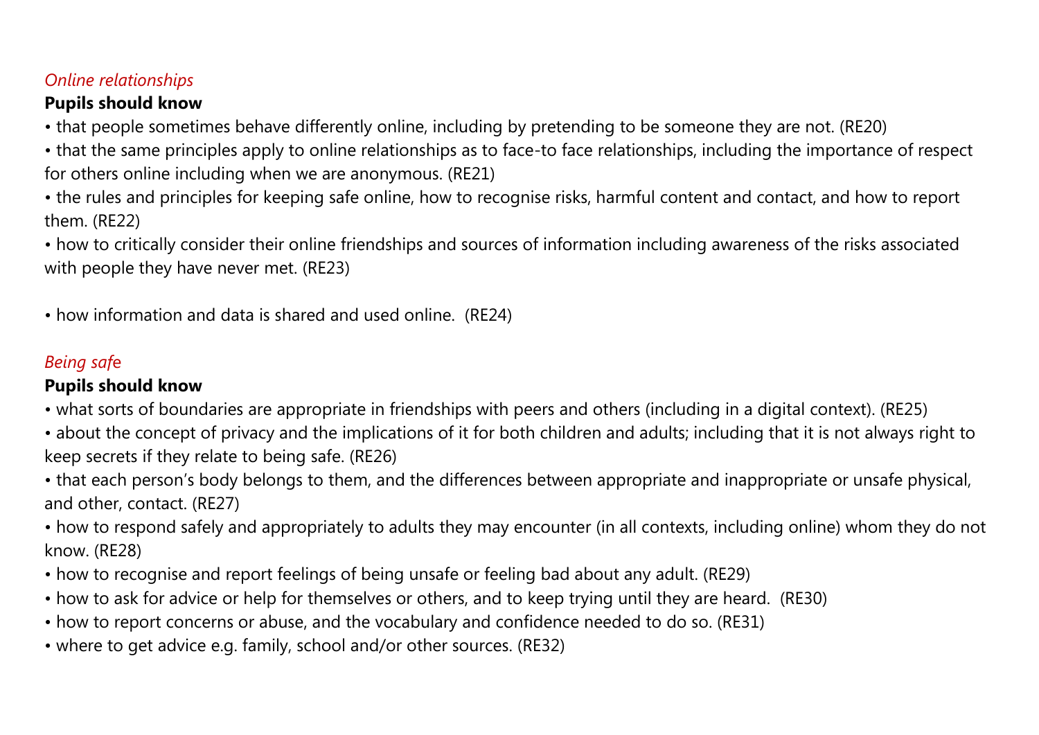*Online relationships*

**Pupils should know**

- that people sometimes behave differently online, including by pretending to be someone they are not. (RE20)
- that the same principles apply to online relationships as to face-to face relationships, including the importance of respect for others online including when we are anonymous. (RE21)
- the rules and principles for keeping safe online, how to recognise risks, harmful content and contact, and how to report them. (RE22)
- how to critically consider their online friendships and sources of information including awareness of the risks associated with people they have never met. (RE23)

- how information and data is shared and used online. (RE24)

*Being safe*

**Pupils should know**

- what sorts of boundaries are appropriate in friendships with peers and others (including in a digital context). (RE25)
- about the concept of privacy and the implications of it for both children and adults; including that it is not always right to keep secrets if they relate to being safe. (RE26)
- that each person's body belongs to them, and the differences between appropriate and inappropriate or unsafe physical, and other, contact. (RE27)
- how to respond safely and appropriately to adults they may encounter (in all contexts, including online) whom they do not know. (RE28)
- how to recognise and report feelings of being unsafe or feeling bad about any adult. (RE29)
- how to ask for advice or help for themselves or others, and to keep trying until they are heard. (RE30)
- how to report concerns or abuse, and the vocabulary and confidence needed to do so. (RE31)
- where to get advice e.g. family, school and/or other sources. (RE32)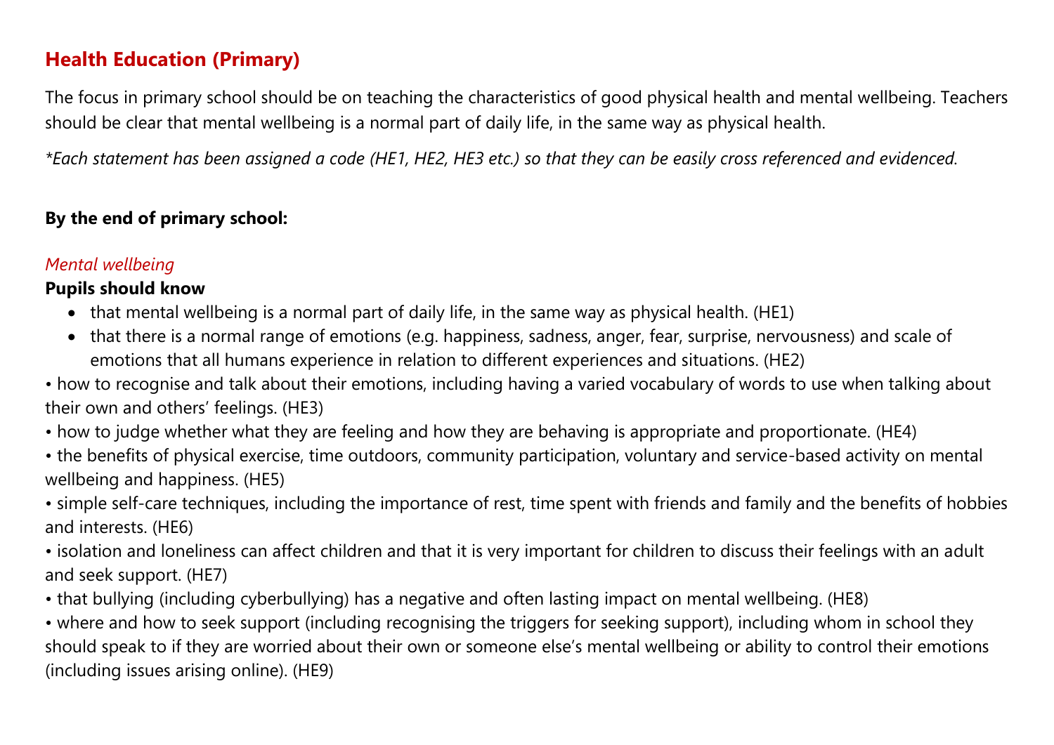## Health Education (Primary)

The focus in primary school should be on teaching the characteristics of good physical health and mental wellbeing. Teachers should be clear that mental wellbeing is a normal part of daily life, in the same way as physical health.

*\*Each statement has been assigned a code (HE1, HE2, HE3 etc.) so that they can be easily cross referenced and evidenced.*

**By the end of primary school:**

*Mental wellbeing*

**Pupils should know**

- that mental wellbeing is a normal part of daily life, in the same way as physical health. (HE1)
- that there is a normal range of emotions (e.g. happiness, sadness, anger, fear, surprise, nervousness) and scale of emotions that all humans experience in relation to different experiences and situations. (HE2)
- how to recognise and talk about their emotions, including having a varied vocabulary of words to use when talking about their own and others' feelings. (HE3)
- how to judge whether what they are feeling and how they are behaving is appropriate and proportionate. (HE4)
- the benefits of physical exercise, time outdoors, community participation, voluntary and service-based activity on mental wellbeing and happiness. (HE5)
- simple self-care techniques, including the importance of rest, time spent with friends and family and the benefits of hobbies and interests. (HE6)
- isolation and loneliness can affect children and that it is very important for children to discuss their feelings with an adult and seek support. (HE7)
- that bullying (including cyberbullying) has a negative and often lasting impact on mental wellbeing. (HE8)
- where and how to seek support (including recognising the triggers for seeking support), including whom in school they should speak to if they are worried about their own or someone else's mental wellbeing or ability to control their emotions (including issues arising online). (HE9)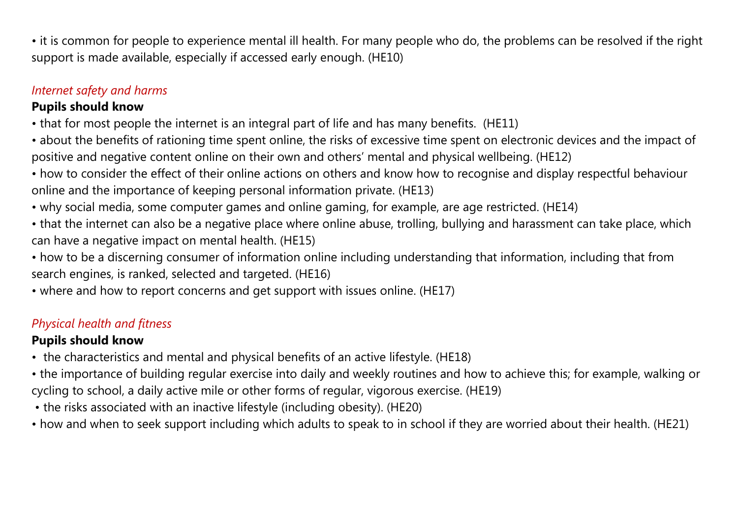- it is common for people to experience mental ill health. For many people who do, the problems can be resolved if the right support is made available, especially if accessed early enough. (HE10)

*Internet safety and harms*

**Pupils should know**

- that for most people the internet is an integral part of life and has many benefits. (HE11)
- about the benefits of rationing time spent online, the risks of excessive time spent on electronic devices and the impact of positive and negative content online on their own and others' mental and physical wellbeing. (HE12)
- how to consider the effect of their online actions on others and know how to recognise and display respectful behaviour online and the importance of keeping personal information private. (HE13)
- why social media, some computer games and online gaming, for example, are age restricted. (HE14)
- that the internet can also be a negative place where online abuse, trolling, bullying and harassment can take place, which can have a negative impact on mental health. (HE15)
- how to be a discerning consumer of information online including understanding that information, including that from search engines, is ranked, selected and targeted. (HE16)
- where and how to report concerns and get support with issues online. (HE17)

*Physical health and fitness*

**Pupils should know**

- the characteristics and mental and physical benefits of an active lifestyle. (HE18)
- the importance of building regular exercise into daily and weekly routines and how to achieve this; for example, walking or cycling to school, a daily active mile or other forms of regular, vigorous exercise. (HE19)
- the risks associated with an inactive lifestyle (including obesity). (HE20)
- how and when to seek support including which adults to speak to in school if they are worried about their health. (HE21)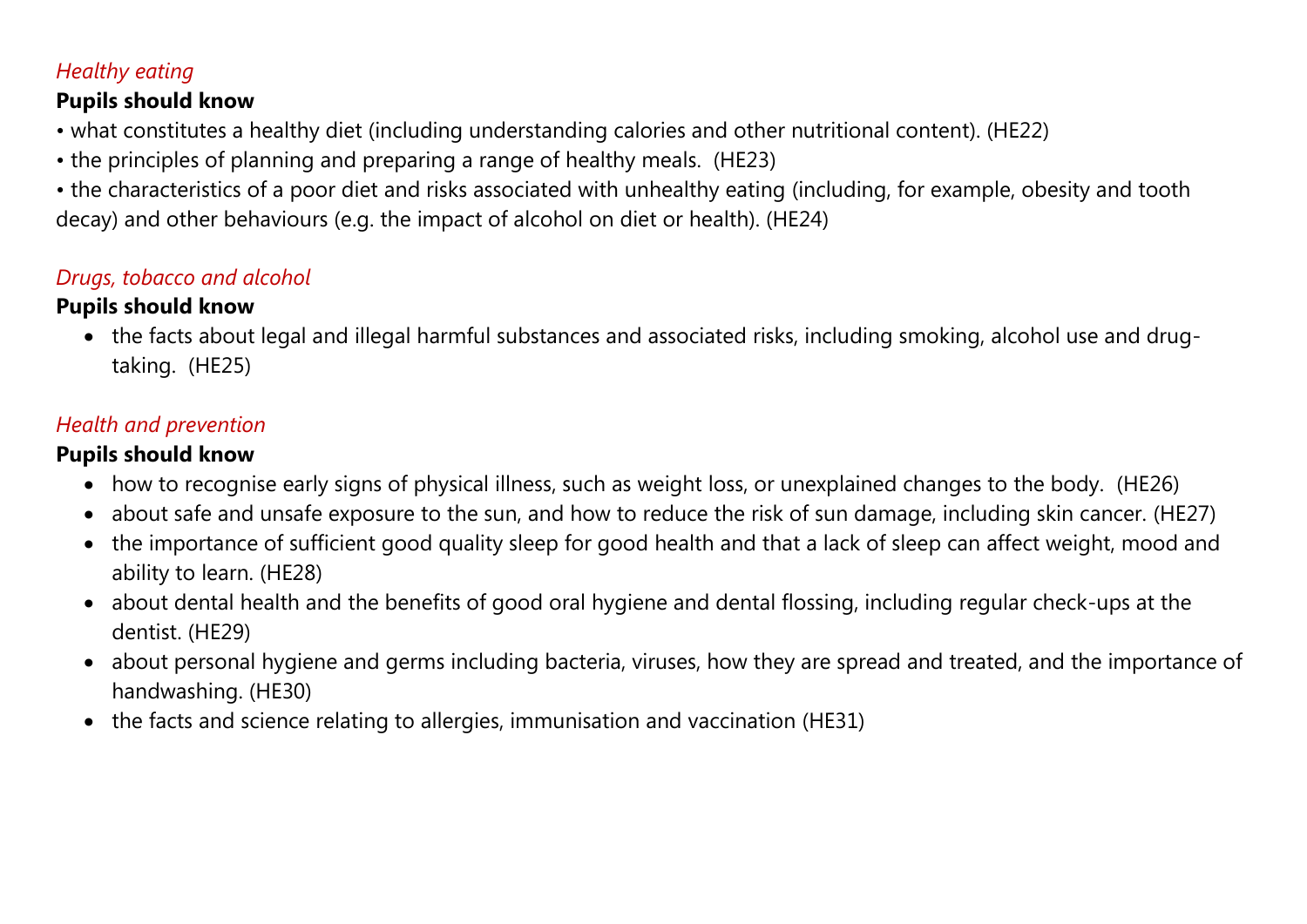*Healthy eating*

**Pupils should know**

- what constitutes a healthy diet (including understanding calories and other nutritional content). (HE22)
- the principles of planning and preparing a range of healthy meals. (HE23)
- the characteristics of a poor diet and risks associated with unhealthy eating (including, for example, obesity and tooth decay) and other behaviours (e.g. the impact of alcohol on diet or health). (HE24)

*Drugs, tobacco and alcohol*

**Pupils should know**

- the facts about legal and illegal harmful substances and associated risks, including smoking, alcohol use and drug-taking. (HE25)

*Health and prevention*

**Pupils should know**

- how to recognise early signs of physical illness, such as weight loss, or unexplained changes to the body. (HE26)
- about safe and unsafe exposure to the sun, and how to reduce the risk of sun damage, including skin cancer. (HE27)
- the importance of sufficient good quality sleep for good health and that a lack of sleep can affect weight, mood and ability to learn. (HE28)
- about dental health and the benefits of good oral hygiene and dental flossing, including regular check-ups at the dentist. (HE29)
- about personal hygiene and germs including bacteria, viruses, how they are spread and treated, and the importance of handwashing. (HE30)
- the facts and science relating to allergies, immunisation and vaccination (HE31)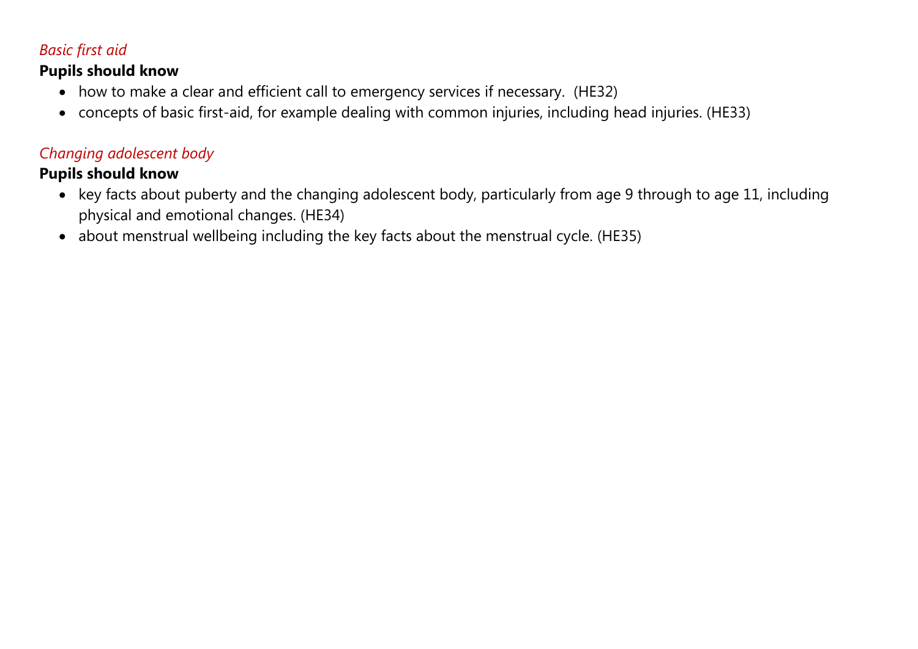*Basic first aid*

**Pupils should know**

- how to make a clear and efficient call to emergency services if necessary. (HE32)
- concepts of basic first-aid, for example dealing with common injuries, including head injuries. (HE33)

*Changing adolescent body*

**Pupils should know**

- key facts about puberty and the changing adolescent body, particularly from age 9 through to age 11, including physical and emotional changes. (HE34)
- about menstrual wellbeing including the key facts about the menstrual cycle. (HE35)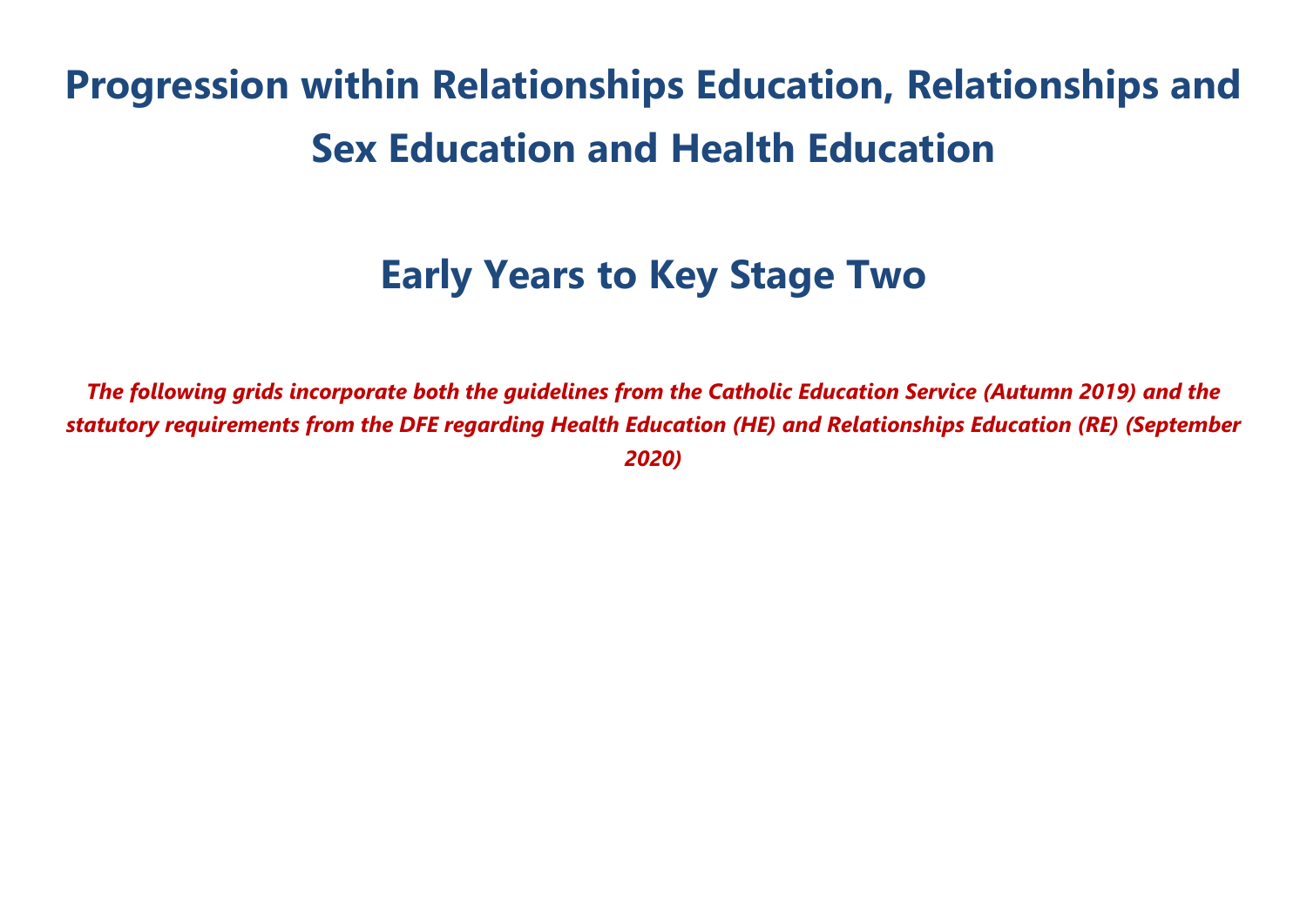# Progression within Relationships Education, Relationships and Sex Education and Health Education

## Early Years to Key Stage Two

***The following grids incorporate both the guidelines from the Catholic Education Service (Autumn 2019) and the statutory requirements from the DFE regarding Health Education (HE) and Relationships Education (RE) (September 2020)***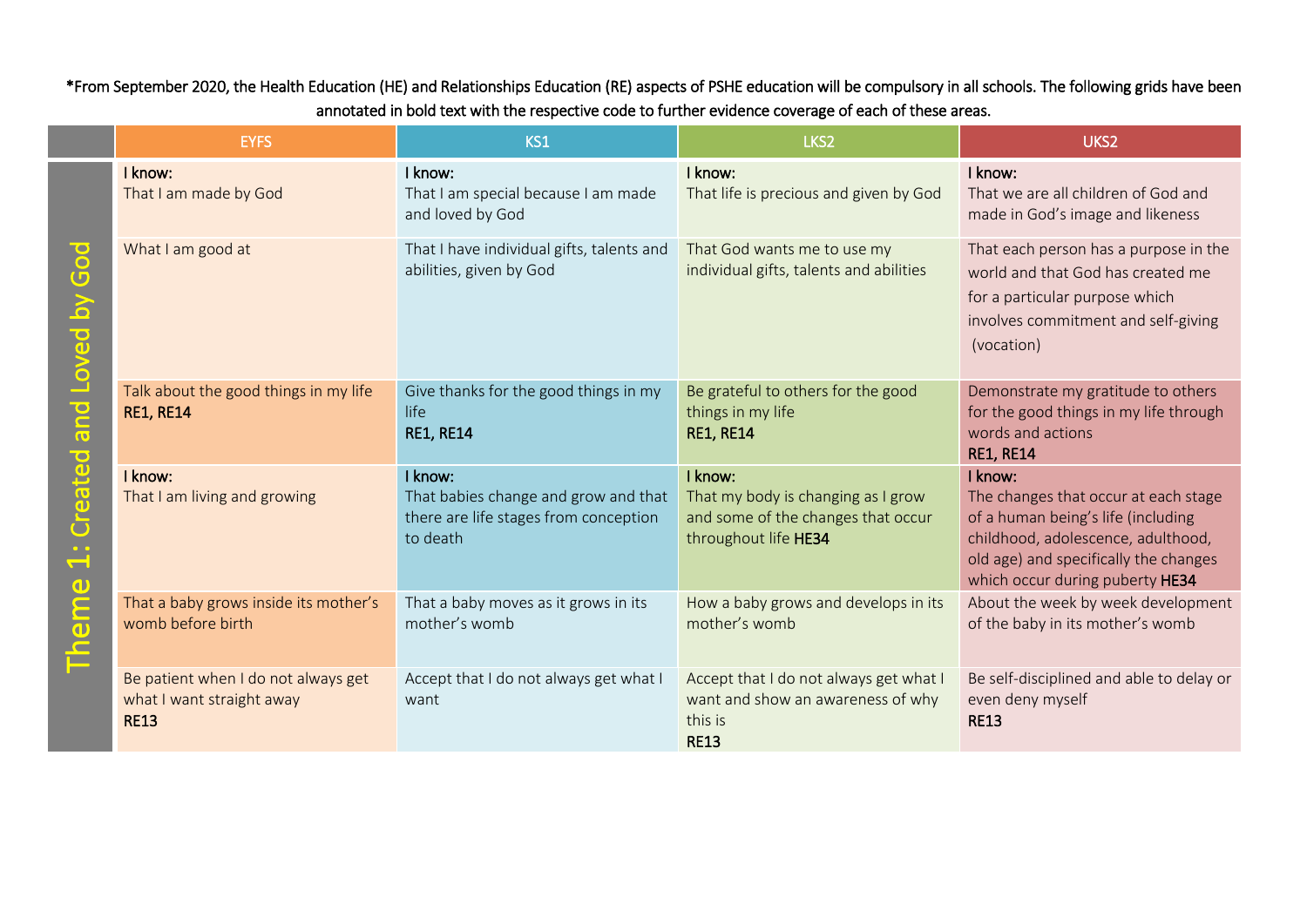*From September 2020, the Health Education (HE) and Relationships Education (RE) aspects of PSHE education will be compulsory in all schools. The following grids have been annotated in bold text with the respective code to further evidence coverage of each of these areas.

| | EYFS | KS1 | LKS2 | UKS2 |
|---|---|---|---|---|
| Theme 1: Created and Loved by God | I know:<br>That I am made by God | I know:<br>That I am special because I am made and loved by God | I know:<br>That life is precious and given by God | I know:<br>That we are all children of God and made in God's image and likeness |
| | What I am good at | That I have individual gifts, talents and abilities, given by God | That God wants me to use my individual gifts, talents and abilities | That each person has a purpose in the world and that God has created me for a particular purpose which involves commitment and self-giving (vocation) |
| | Talk about the good things in my life **RE1, RE14** | Give thanks for the good things in my life **RE1, RE14** | Be grateful to others for the good things in my life **RE1, RE14** | Demonstrate my gratitude to others for the good things in my life through words and actions **RE1, RE14** |
| | I know:<br>That I am living and growing | I know:<br>That babies change and grow and that there are life stages from conception to death | I know:<br>That my body is changing as I grow and some of the changes that occur throughout life **HE34** | I know:<br>The changes that occur at each stage of a human being's life (including childhood, adolescence, adulthood, old age) and specifically the changes which occur during puberty **HE34** |
| | That a baby grows inside its mother's womb before birth | That a baby moves as it grows in its mother's womb | How a baby grows and develops in its mother's womb | About the week by week development of the baby in its mother's womb |
| | Be patient when I do not always get what I want straight away **RE13** | Accept that I do not always get what I want | Accept that I do not always get what I want and show an awareness of why this is **RE13** | Be self-disciplined and able to delay or even deny myself **RE13** |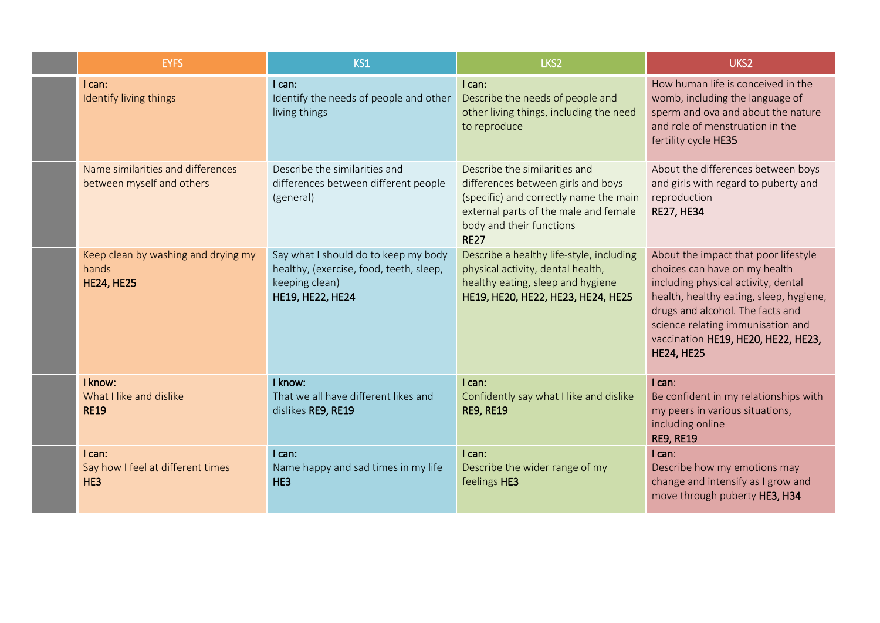| | EYFS | KS1 | LKS2 | UKS2 |
|---|---|---|---|---|
| | I can:<br>Identify living things | I can:<br>Identify the needs of people and other living things | I can:<br>Describe the needs of people and other living things, including the need to reproduce | How human life is conceived in the womb, including the language of sperm and ova and about the nature and role of menstruation in the fertility cycle **HE35** |
| | Name similarities and differences between myself and others | Describe the similarities and differences between different people (general) | Describe the similarities and differences between girls and boys (specific) and correctly name the main external parts of the male and female body and their functions<br>**RE27** | About the differences between boys and girls with regard to puberty and reproduction<br>**RE27, HE34** |
| | Keep clean by washing and drying my hands<br>**HE24, HE25** | Say what I should do to keep my body healthy, (exercise, food, teeth, sleep, keeping clean)<br>**HE19, HE22, HE24** | Describe a healthy life-style, including physical activity, dental health, healthy eating, sleep and hygiene<br>**HE19, HE20, HE22, HE23, HE24, HE25** | About the impact that poor lifestyle choices can have on my health including physical activity, dental health, healthy eating, sleep, hygiene, drugs and alcohol. The facts and science relating immunisation and vaccination **HE19, HE20, HE22, HE23, HE24, HE25** |
| | I know:<br>What I like and dislike<br>**RE19** | I know:<br>That we all have different likes and dislikes **RE9, RE19** | I can:<br>Confidently say what I like and dislike<br>**RE9, RE19** | I can:<br>Be confident in my relationships with my peers in various situations, including online<br>**RE9, RE19** |
| | I can:<br>Say how I feel at different times<br>**HE3** | I can:<br>Name happy and sad times in my life<br>**HE3** | I can:<br>Describe the wider range of my feelings **HE3** | I can:<br>Describe how my emotions may change and intensify as I grow and move through puberty **HE3, H34** |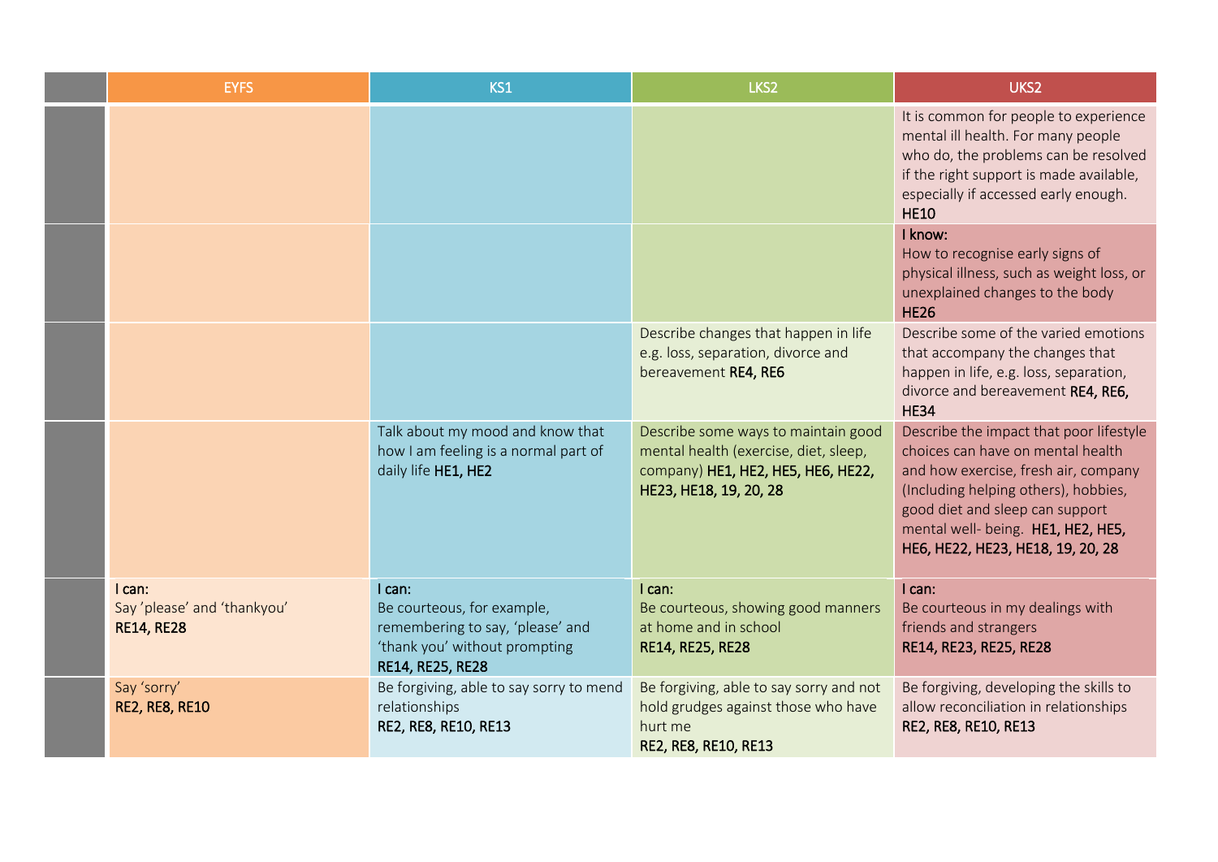| | EYFS | KS1 | LKS2 | UKS2 |
|---|---|---|---|---|
| | | | | It is common for people to experience mental ill health. For many people who do, the problems can be resolved if the right support is made available, especially if accessed early enough. **HE10** |
| | | | | **I know:** How to recognise early signs of physical illness, such as weight loss, or unexplained changes to the body **HE26** |
| | | | Describe changes that happen in life e.g. loss, separation, divorce and bereavement **RE4, RE6** | Describe some of the varied emotions that accompany the changes that happen in life, e.g. loss, separation, divorce and bereavement **RE4, RE6, HE34** |
| | | Talk about my mood and know that how I am feeling is a normal part of daily life **HE1, HE2** | Describe some ways to maintain good mental health (exercise, diet, sleep, company) **HE1, HE2, HE5, HE6, HE22, HE23, HE18, 19, 20, 28** | Describe the impact that poor lifestyle choices can have on mental health and how exercise, fresh air, company (Including helping others), hobbies, good diet and sleep can support mental well- being. **HE1, HE2, HE5, HE6, HE22, HE23, HE18, 19, 20, 28** |
| | **I can:** Say 'please' and 'thankyou' **RE14, RE28** | **I can:** Be courteous, for example, remembering to say, 'please' and 'thank you' without prompting **RE14, RE25, RE28** | **I can:** Be courteous, showing good manners at home and in school **RE14, RE25, RE28** | **I can:** Be courteous in my dealings with friends and strangers **RE14, RE23, RE25, RE28** |
| | Say 'sorry' **RE2, RE8, RE10** | Be forgiving, able to say sorry to mend relationships **RE2, RE8, RE10, RE13** | Be forgiving, able to say sorry and not hold grudges against those who have hurt me **RE2, RE8, RE10, RE13** | Be forgiving, developing the skills to allow reconciliation in relationships **RE2, RE8, RE10, RE13** |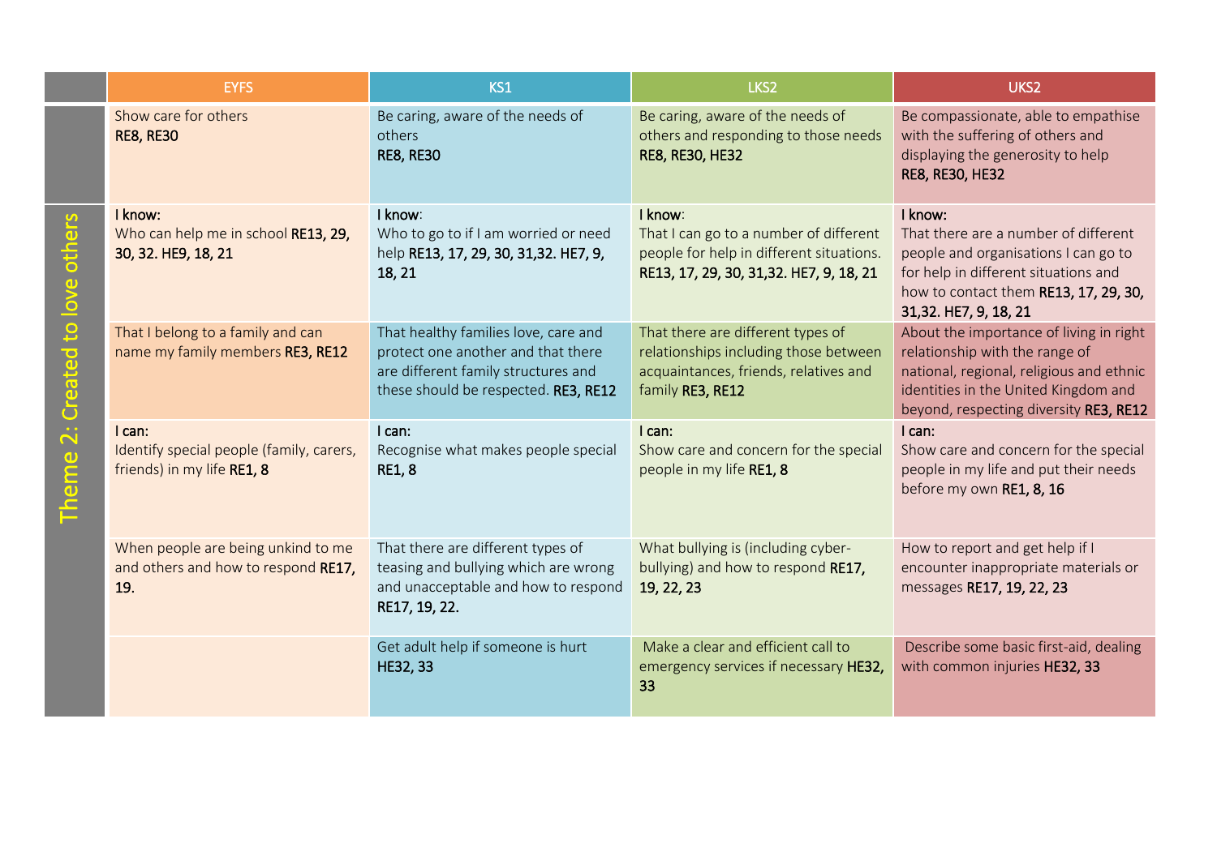| | EYFS | KS1 | LKS2 | UKS2 |
|---|---|---|---|---|
| | Show care for others **RE8, RE30** | Be caring, aware of the needs of others **RE8, RE30** | Be caring, aware of the needs of others and responding to those needs **RE8, RE30, HE32** | Be compassionate, able to empathise with the suffering of others and displaying the generosity to help **RE8, RE30, HE32** |
| Theme 2: Created to love others | **I know:** Who can help me in school **RE13, 29, 30, 32. HE9, 18, 21** | **I know**: Who to go to if I am worried or need help **RE13, 17, 29, 30, 31,32. HE7, 9, 18, 21** | **I know**: That I can go to a number of different people for help in different situations. **RE13, 17, 29, 30, 31,32. HE7, 9, 18, 21** | **I know:** That there are a number of different people and organisations I can go to for help in different situations and how to contact them **RE13, 17, 29, 30, 31,32. HE7, 9, 18, 21** |
| | That I belong to a family and can name my family members **RE3, RE12** | That healthy families love, care and protect one another and that there are different family structures and these should be respected. **RE3, RE12** | That there are different types of relationships including those between acquaintances, friends, relatives and family **RE3, RE12** | About the importance of living in right relationship with the range of national, regional, religious and ethnic identities in the United Kingdom and beyond, respecting diversity **RE3, RE12** |
| | **I can:** Identify special people (family, carers, friends) in my life **RE1, 8** | **I can:** Recognise what makes people special **RE1, 8** | **I can:** Show care and concern for the special people in my life **RE1, 8** | **I can:** Show care and concern for the special people in my life and put their needs before my own **RE1, 8, 16** |
| | When people are being unkind to me and others and how to respond **RE17, 19.** | That there are different types of teasing and bullying which are wrong and unacceptable and how to respond **RE17, 19, 22.** | What bullying is (including cyber-bullying) and how to respond **RE17, 19, 22, 23** | How to report and get help if I encounter inappropriate materials or messages **RE17, 19, 22, 23** |
| | | Get adult help if someone is hurt **HE32, 33** | Make a clear and efficient call to emergency services if necessary **HE32, 33** | Describe some basic first-aid, dealing with common injuries **HE32, 33** |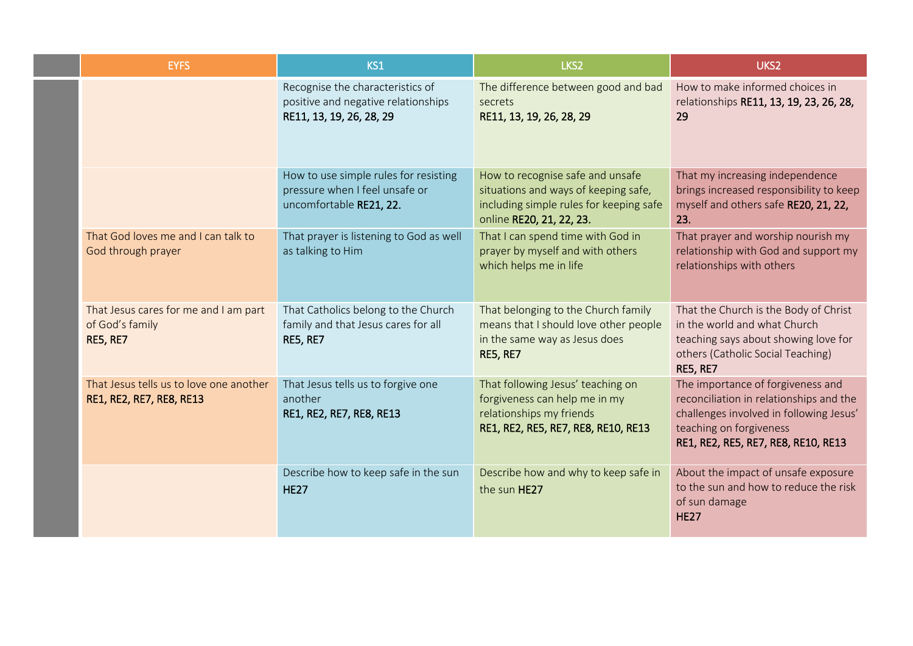| | EYFS | KS1 | LKS2 | UKS2 |
|---|---|---|---|---|
| | | Recognise the characteristics of positive and negative relationships **RE11, 13, 19, 26, 28, 29** | The difference between good and bad secrets **RE11, 13, 19, 26, 28, 29** | How to make informed choices in relationships **RE11, 13, 19, 23, 26, 28, 29** |
| | | How to use simple rules for resisting pressure when I feel unsafe or uncomfortable **RE21, 22.** | How to recognise safe and unsafe situations and ways of keeping safe, including simple rules for keeping safe online **RE20, 21, 22, 23.** | That my increasing independence brings increased responsibility to keep myself and others safe **RE20, 21, 22, 23.** |
| | That God loves me and I can talk to God through prayer | That prayer is listening to God as well as talking to Him | That I can spend time with God in prayer by myself and with others which helps me in life | That prayer and worship nourish my relationship with God and support my relationships with others |
| | That Jesus cares for me and I am part of God's family **RE5, RE7** | That Catholics belong to the Church family and that Jesus cares for all **RE5, RE7** | That belonging to the Church family means that I should love other people in the same way as Jesus does **RE5, RE7** | That the Church is the Body of Christ in the world and what Church teaching says about showing love for others (Catholic Social Teaching) **RE5, RE7** |
| | That Jesus tells us to love one another **RE1, RE2, RE7, RE8, RE13** | That Jesus tells us to forgive one another **RE1, RE2, RE7, RE8, RE13** | That following Jesus' teaching on forgiveness can help me in my relationships my friends **RE1, RE2, RE5, RE7, RE8, RE10, RE13** | The importance of forgiveness and reconciliation in relationships and the challenges involved in following Jesus' teaching on forgiveness **RE1, RE2, RE5, RE7, RE8, RE10, RE13** |
| | | Describe how to keep safe in the sun **HE27** | Describe how and why to keep safe in the sun **HE27** | About the impact of unsafe exposure to the sun and how to reduce the risk of sun damage **HE27** |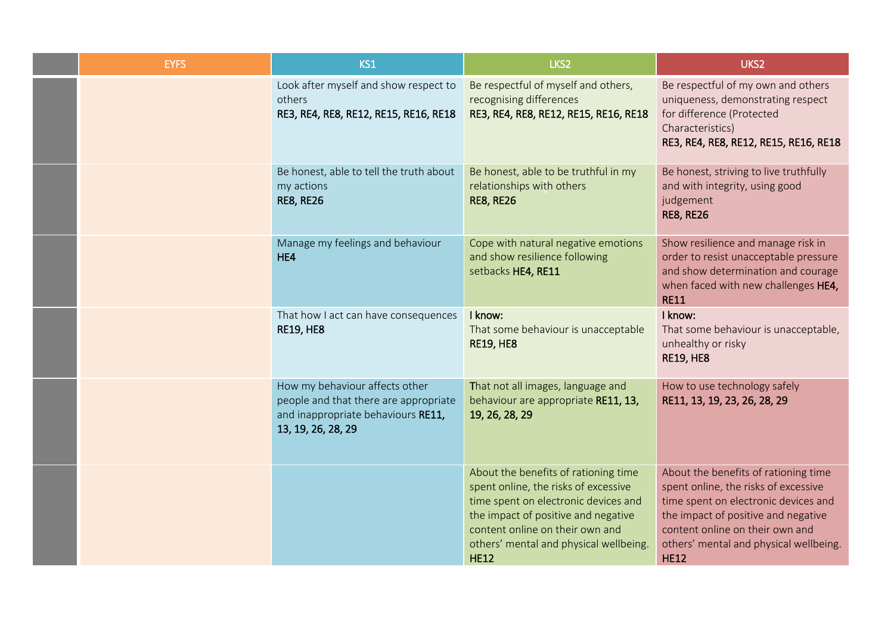| | EYFS | KS1 | LKS2 | UKS2 |
|---|---|---|---|---|
| | | Look after myself and show respect to others **RE3, RE4, RE8, RE12, RE15, RE16, RE18** | Be respectful of myself and others, recognising differences **RE3, RE4, RE8, RE12, RE15, RE16, RE18** | Be respectful of my own and others uniqueness, demonstrating respect for difference (Protected Characteristics) **RE3, RE4, RE8, RE12, RE15, RE16, RE18** |
| | | Be honest, able to tell the truth about my actions **RE8, RE26** | Be honest, able to be truthful in my relationships with others **RE8, RE26** | Be honest, striving to live truthfully and with integrity, using good judgement **RE8, RE26** |
| | | Manage my feelings and behaviour **HE4** | Cope with natural negative emotions and show resilience following setbacks **HE4, RE11** | Show resilience and manage risk in order to resist unacceptable pressure and show determination and courage when faced with new challenges **HE4, RE11** |
| | | That how I act can have consequences **RE19, HE8** | **I know:** That some behaviour is unacceptable **RE19, HE8** | **I know:** That some behaviour is unacceptable, unhealthy or risky **RE19, HE8** |
| | | How my behaviour affects other people and that there are appropriate and inappropriate behaviours **RE11, 13, 19, 26, 28, 29** | That not all images, language and behaviour are appropriate **RE11, 13, 19, 26, 28, 29** | How to use technology safely **RE11, 13, 19, 23, 26, 28, 29** |
| | | | About the benefits of rationing time spent online, the risks of excessive time spent on electronic devices and the impact of positive and negative content online on their own and others' mental and physical wellbeing. **HE12** | About the benefits of rationing time spent online, the risks of excessive time spent on electronic devices and the impact of positive and negative content online on their own and others' mental and physical wellbeing. **HE12** |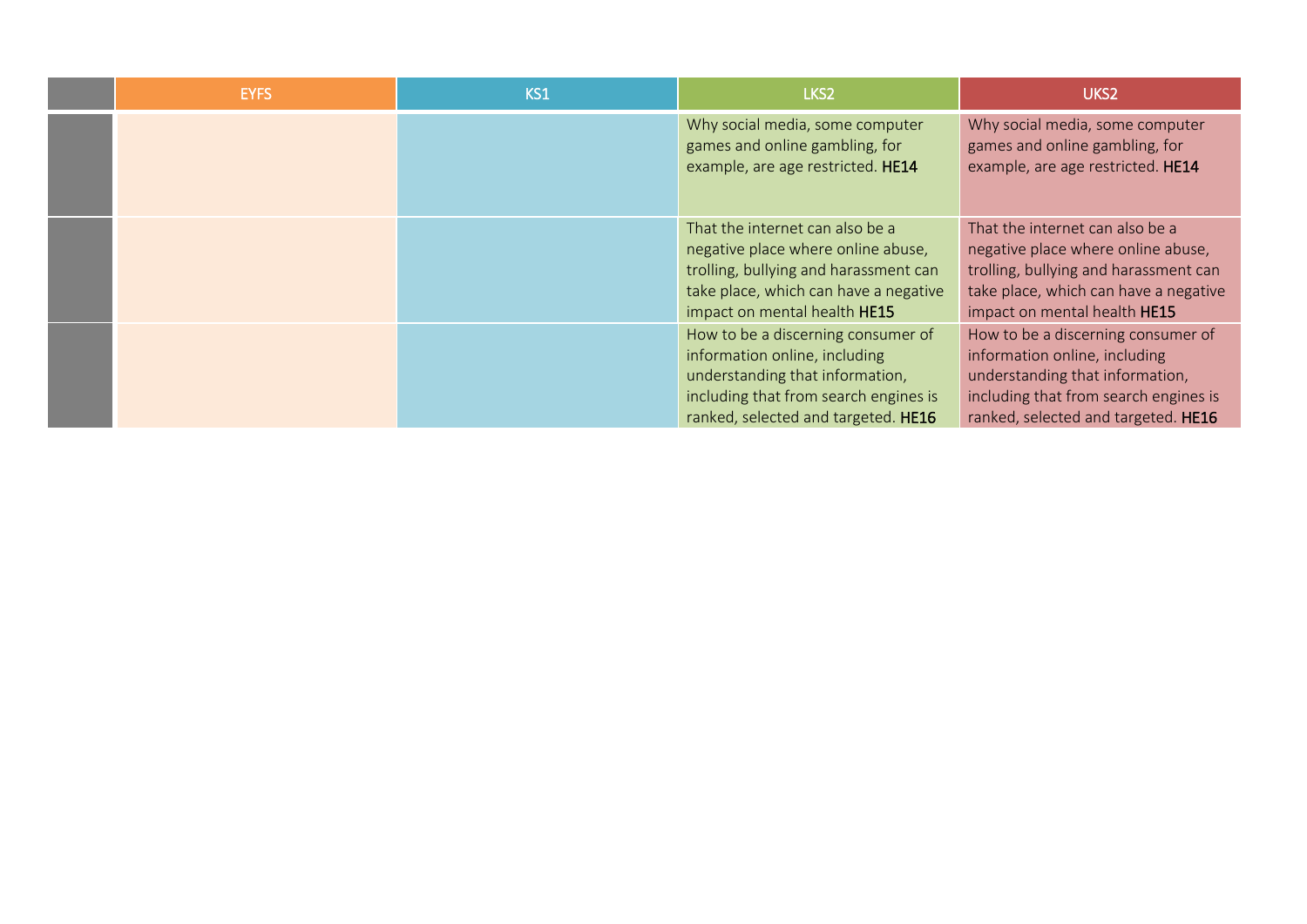| | EYFS | KS1 | LKS2 | UKS2 |
|---|---|---|---|---|
| | | | Why social media, some computer games and online gambling, for example, are age restricted. **HE14** | Why social media, some computer games and online gambling, for example, are age restricted. **HE14** |
| | | | That the internet can also be a negative place where online abuse, trolling, bullying and harassment can take place, which can have a negative impact on mental health **HE15** | That the internet can also be a negative place where online abuse, trolling, bullying and harassment can take place, which can have a negative impact on mental health **HE15** |
| | | | How to be a discerning consumer of information online, including understanding that information, including that from search engines is ranked, selected and targeted. **HE16** | How to be a discerning consumer of information online, including understanding that information, including that from search engines is ranked, selected and targeted. **HE16** |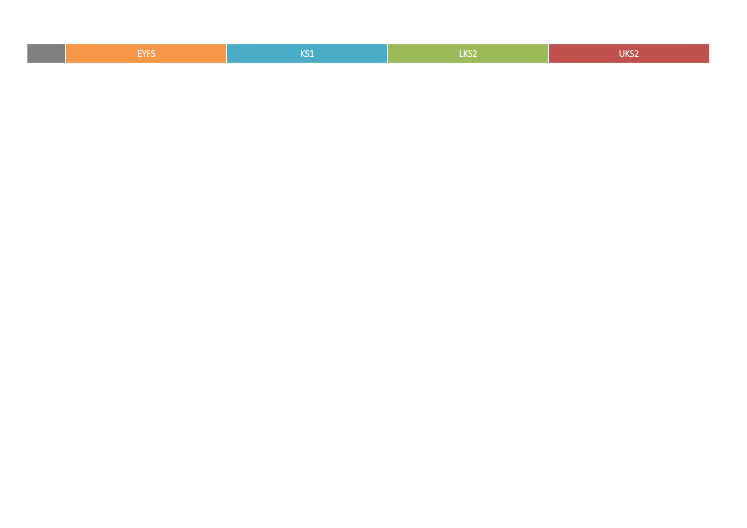| | EYFS | KS1 | LKS2 | UKS2 |
|---|---|---|---|---|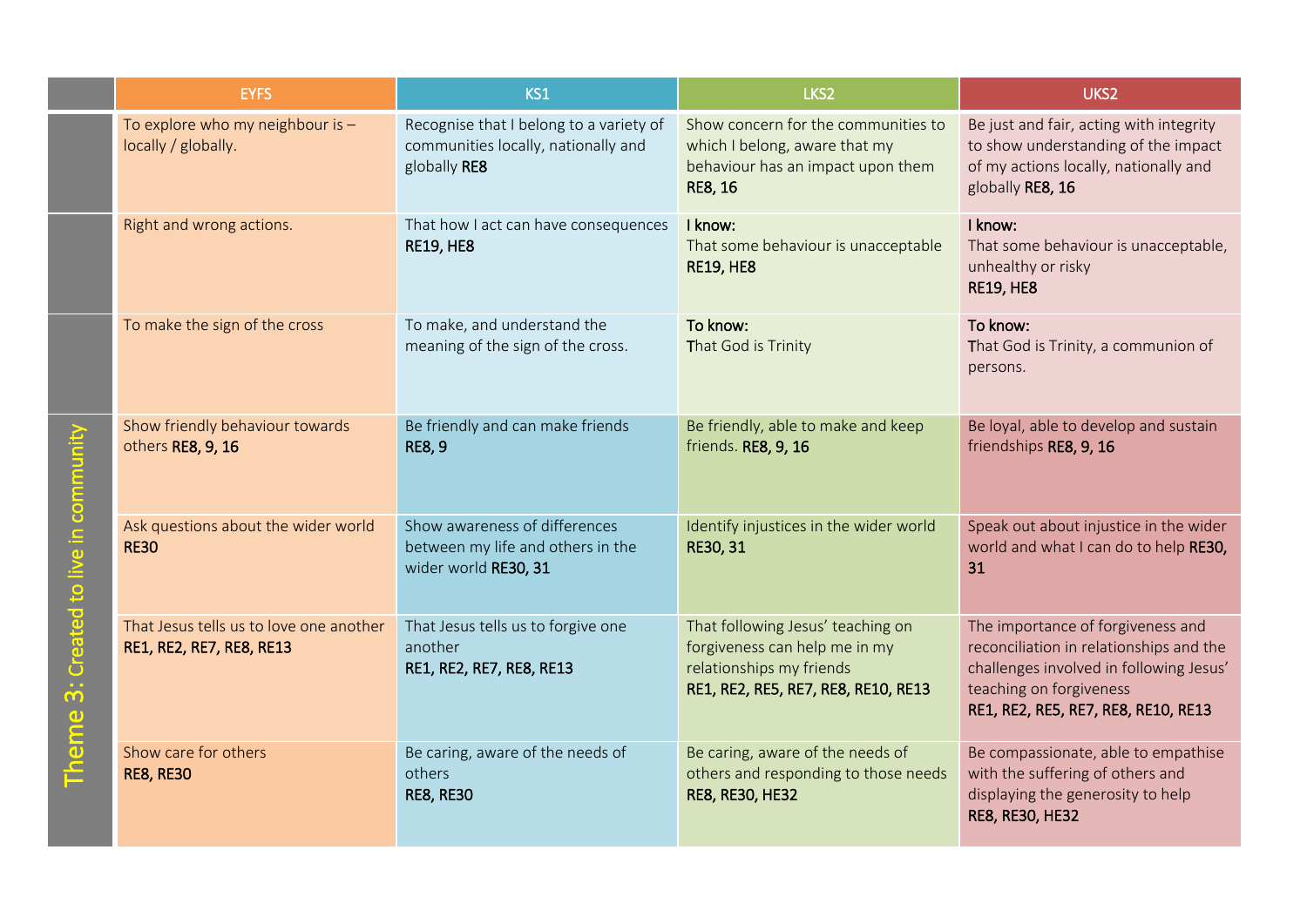|  | EYFS | KS1 | LKS2 | UKS2 |
|---|---|---|---|---|
| Theme 3: Created to live in community | To explore who my neighbour is – locally / globally. | Recognise that I belong to a variety of communities locally, nationally and globally **RE8** | Show concern for the communities to which I belong, aware that my behaviour has an impact upon them **RE8, 16** | Be just and fair, acting with integrity to show understanding of the impact of my actions locally, nationally and globally **RE8, 16** |
|  | Right and wrong actions. | That how I act can have consequences **RE19, HE8** | **I know:** That some behaviour is unacceptable **RE19, HE8** | **I know:** That some behaviour is unacceptable, unhealthy or risky **RE19, HE8** |
|  | To make the sign of the cross | To make, and understand the meaning of the sign of the cross. | **To know:** That God is Trinity | **To know:** That God is Trinity, a communion of persons. |
|  | Show friendly behaviour towards others **RE8, 9, 16** | Be friendly and can make friends **RE8, 9** | Be friendly, able to make and keep friends. **RE8, 9, 16** | Be loyal, able to develop and sustain friendships **RE8, 9, 16** |
|  | Ask questions about the wider world **RE30** | Show awareness of differences between my life and others in the wider world **RE30, 31** | Identify injustices in the wider world **RE30, 31** | Speak out about injustice in the wider world and what I can do to help **RE30, 31** |
|  | That Jesus tells us to love one another **RE1, RE2, RE7, RE8, RE13** | That Jesus tells us to forgive one another **RE1, RE2, RE7, RE8, RE13** | That following Jesus' teaching on forgiveness can help me in my relationships my friends **RE1, RE2, RE5, RE7, RE8, RE10, RE13** | The importance of forgiveness and reconciliation in relationships and the challenges involved in following Jesus' teaching on forgiveness **RE1, RE2, RE5, RE7, RE8, RE10, RE13** |
|  | Show care for others **RE8, RE30** | Be caring, aware of the needs of others **RE8, RE30** | Be caring, aware of the needs of others and responding to those needs **RE8, RE30, HE32** | Be compassionate, able to empathise with the suffering of others and displaying the generosity to help **RE8, RE30, HE32** |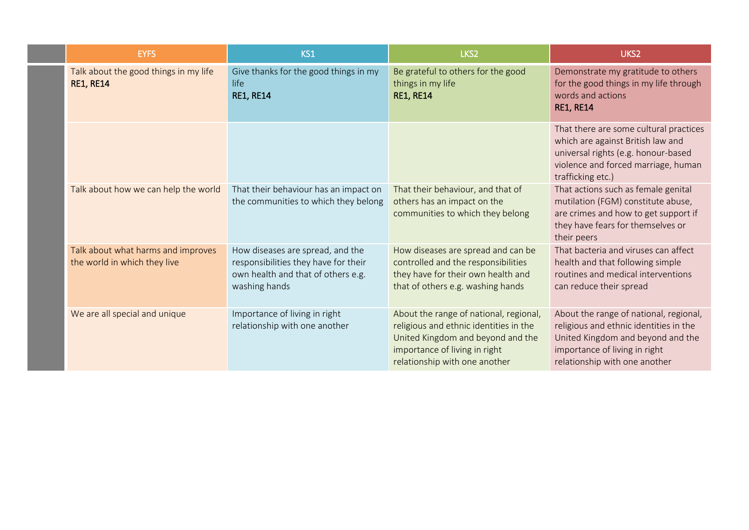| | EYFS | KS1 | LKS2 | UKS2 |
|---|---|---|---|---|
| | Talk about the good things in my life **RE1, RE14** | Give thanks for the good things in my life **RE1, RE14** | Be grateful to others for the good things in my life **RE1, RE14** | Demonstrate my gratitude to others for the good things in my life through words and actions **RE1, RE14** |
| | | | | That there are some cultural practices which are against British law and universal rights (e.g. honour-based violence and forced marriage, human trafficking etc.) |
| | Talk about how we can help the world | That their behaviour has an impact on the communities to which they belong | That their behaviour, and that of others has an impact on the communities to which they belong | That actions such as female genital mutilation (FGM) constitute abuse, are crimes and how to get support if they have fears for themselves or their peers |
| | Talk about what harms and improves the world in which they live | How diseases are spread, and the responsibilities they have for their own health and that of others e.g. washing hands | How diseases are spread and can be controlled and the responsibilities they have for their own health and that of others e.g. washing hands | That bacteria and viruses can affect health and that following simple routines and medical interventions can reduce their spread |
| | We are all special and unique | Importance of living in right relationship with one another | About the range of national, regional, religious and ethnic identities in the United Kingdom and beyond and the importance of living in right relationship with one another | About the range of national, regional, religious and ethnic identities in the United Kingdom and beyond and the importance of living in right relationship with one another |